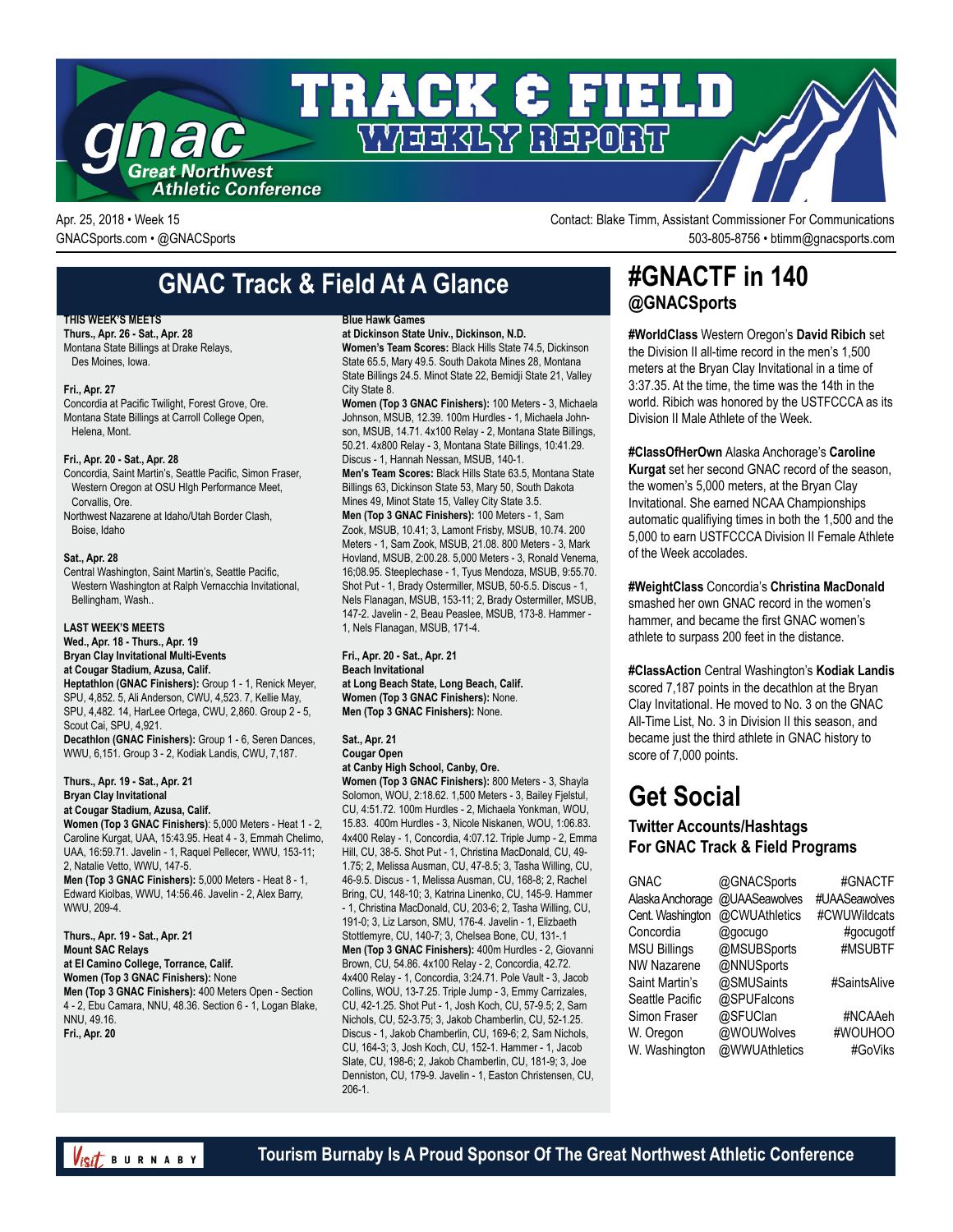# TRACK & FIELD WEEKLY REPORT

gnac Great Northwest Athletic Conference

Apr. 25, 2018 • Week 15
GNACSports.com • @GNACSports

Contact: Blake Timm, Assistant Commissioner For Communications
503-805-8756 • btimm@gnacsports.com

## GNAC Track & Field At A Glance

**THIS WEEK'S MEETS**

**Thurs., Apr. 26 - Sat., Apr. 28**
Montana State Billings at Drake Relays, Des Moines, Iowa.

**Fri., Apr. 27**
Concordia at Pacific Twilight, Forest Grove, Ore.
Montana State Billings at Carroll College Open, Helena, Mont.

**Fri., Apr. 20 - Sat., Apr. 28**
Concordia, Saint Martin's, Seattle Pacific, Simon Fraser, Western Oregon at OSU HIgh Performance Meet, Corvallis, Ore.
Northwest Nazarene at Idaho/Utah Border Clash, Boise, Idaho

**Sat., Apr. 28**
Central Washington, Saint Martin's, Seattle Pacific, Western Washington at Ralph Vernacchia Invitational, Bellingham, Wash..

**LAST WEEK'S MEETS**

**Wed., Apr. 18 - Thurs., Apr. 19**
**Bryan Clay Invitational Multi-Events**
**at Cougar Stadium, Azusa, Calif.**
**Heptathlon (GNAC Finishers):** Group 1 - 1, Renick Meyer, SPU, 4,852. 5, Ali Anderson, CWU, 4,523. 7, Kellie May, SPU, 4,482. 14, HarLee Ortega, CWU, 2,860. Group 2 - 5, Scout Cai, SPU, 4,921.
**Decathlon (GNAC Finishers):** Group 1 - 6, Seren Dances, WWU, 6,151. Group 3 - 2, Kodiak Landis, CWU, 7,187.

**Thurs., Apr. 19 - Sat., Apr. 21**
**Bryan Clay Invitational**
**at Cougar Stadium, Azusa, Calif.**
**Women (Top 3 GNAC Finishers)**: 5,000 Meters - Heat 1 - 2, Caroline Kurgat, UAA, 15:43.95. Heat 4 - 3, Emmah Chelimo, UAA, 16:59.71. Javelin - 1, Raquel Pellecer, WWU, 153-11; 2, Natalie Vetto, WWU, 147-5.
**Men (Top 3 GNAC Finishers):** 5,000 Meters - Heat 8 - 1, Edward Kiolbas, WWU, 14:56.46. Javelin - 2, Alex Barry, WWU, 209-4.

**Thurs., Apr. 19 - Sat., Apr. 21**
**Mount SAC Relays**
**at El Camino College, Torrance, Calif.**
**Women (Top 3 GNAC Finishers):** None
**Men (Top 3 GNAC Finishers):** 400 Meters Open - Section 4 - 2, Ebu Camara, NNU, 48.36. Section 6 - 1, Logan Blake, NNU, 49.16.
**Fri., Apr. 20**
**Blue Hawk Games**
**at Dickinson State Univ., Dickinson, N.D.**
**Women's Team Scores:** Black Hills State 74.5, Dickinson State 65.5, Mary 49.5. South Dakota Mines 28, Montana State Billings 24.5. Minot State 22, Bemidji State 21, Valley City State 8.
**Women (Top 3 GNAC Finishers):** 100 Meters - 3, Michaela Johnson, MSUB, 12.39. 100m Hurdles - 1, Michaela Johnson, MSUB, 14.71. 4x100 Relay - 2, Montana State Billings, 50.21. 4x800 Relay - 3, Montana State Billings, 10:41.29. Discus - 1, Hannah Nessan, MSUB, 140-1.
**Men's Team Scores:** Black Hills State 63.5, Montana State Billings 63, Dickinson State 53, Mary 50, South Dakota Mines 49, Minot State 15, Valley City State 3.5.
**Men (Top 3 GNAC Finishers):** 100 Meters - 1, Sam Zook, MSUB, 10.41; 3, Lamont Frisby, MSUB, 10.74. 200 Meters - 1, Sam Zook, MSUB, 21.08. 800 Meters - 3, Mark Hovland, MSUB, 2:00.28. 5,000 Meters - 3, Ronald Venema, 16;08.95. Steeplechase - 1, Tyus Mendoza, MSUB, 9:55.70. Shot Put - 1, Brady Ostermiller, MSUB, 50-5.5. Discus - 1, Nels Flanagan, MSUB, 153-11; 2, Brady Ostermiller, MSUB, 147-2. Javelin - 2, Beau Peaslee, MSUB, 173-8. Hammer - 1, Nels Flanagan, MSUB, 171-4.

**Fri., Apr. 20 - Sat., Apr. 21**
**Beach Invitational**
**at Long Beach State, Long Beach, Calif.**
**Women (Top 3 GNAC Finishers):** None.
**Men (Top 3 GNAC Finishers):** None.

**Sat., Apr. 21**
**Cougar Open**
**at Canby High School, Canby, Ore.**
**Women (Top 3 GNAC Finishers):** 800 Meters - 3, Shayla Solomon, WOU, 2:18.62. 1,500 Meters - 3, Bailey Fjelstul, CU, 4:51.72. 100m Hurdles - 2, Michaela Yonkman, WOU, 15.83. 400m Hurdles - 3, Nicole Niskanen, WOU, 1:06.83. 4x400 Relay - 1, Concordia, 4:07.12. Triple Jump - 2, Emma Hill, CU, 38-5. Shot Put - 1, Christina MacDonald, CU, 49-1.75; 2, Melissa Ausman, CU, 47-8.5; 3, Tasha Willing, CU, 46-9.5. Discus - 1, Melissa Ausman, CU, 168-8; 2, Rachel Bring, CU, 148-10; 3, Katrina Linenko, CU, 145-9. Hammer - 1, Christina MacDonald, CU, 203-6; 2, Tasha Willing, CU, 191-0; 3, Liz Larson, SMU, 176-4. Javelin - 1, Elizbaeth Stottlemyre, CU, 140-7; 3, Chelsea Bone, CU, 131-.1
**Men (Top 3 GNAC Finishers):** 400m Hurdles - 2, Giovanni Brown, CU, 54.86. 4x100 Relay - 2, Concordia, 42.72. 4x400 Relay - 1, Concordia, 3:24.71. Pole Vault - 3, Jacob Collins, WOU, 13-7.25. Triple Jump - 3, Emmy Carrizales, CU, 42-1.25. Shot Put - 1, Josh Koch, CU, 57-9.5; 2, Sam Nichols, CU, 52-3.75; 3, Jakob Chamberlin, CU, 52-1.25. Discus - 1, Jakob Chamberlin, CU, 169-6; 2, Sam Nichols, CU, 164-3; 3, Josh Koch, CU, 152-1. Hammer - 1, Jacob Slate, CU, 198-6; 2, Jakob Chamberlin, CU, 181-9; 3, Joe Denniston, CU, 179-9. Javelin - 1, Easton Christensen, CU, 206-1.

## #GNACTF in 140
### @GNACSports

**#WorldClass** Western Oregon's **David Ribich** set the Division II all-time record in the men's 1,500 meters at the Bryan Clay Invitational in a time of 3:37.35. At the time, the time was the 14th in the world. Ribich was honored by the USTFCCCA as its Division II Male Athlete of the Week.

**#ClassOfHerOwn** Alaska Anchorage's **Caroline Kurgat** set her second GNAC record of the season, the women's 5,000 meters, at the Bryan Clay Invitational. She earned NCAA Championships automatic qualifiying times in both the 1,500 and the 5,000 to earn USTFCCCA Division II Female Athlete of the Week accolades.

**#WeightClass** Concordia's **Christina MacDonald** smashed her own GNAC record in the women's hammer, and became the first GNAC women's athlete to surpass 200 feet in the distance.

**#ClassAction** Central Washington's **Kodiak Landis** scored 7,187 points in the decathlon at the Bryan Clay Invitational. He moved to No. 3 on the GNAC All-Time List, No. 3 in Division II this season, and became just the third athlete in GNAC history to score of 7,000 points.

## Get Social

### Twitter Accounts/Hashtags For GNAC Track & Field Programs

| | | |
|---|---|---|
| GNAC | @GNACSports | #GNACTF |
| Alaska Anchorage | @UAASeawolves | #UAASeawolves |
| Cent. Washington | @CWUAthletics | #CWUWildcats |
| Concordia | @gocugo | #gocugotf |
| MSU Billings | @MSUBSports | #MSUBTF |
| NW Nazarene | @NNUSports | |
| Saint Martin's | @SMUSaints | #SaintsAlive |
| Seattle Pacific | @SPUFalcons | |
| Simon Fraser | @SFUClan | #NCAAeh |
| W. Oregon | @WOUWolves | #WOUHOO |
| W. Washington | @WWUAthletics | #GoViks |

Visit BURNABY — Tourism Burnaby Is A Proud Sponsor Of The Great Northwest Athletic Conference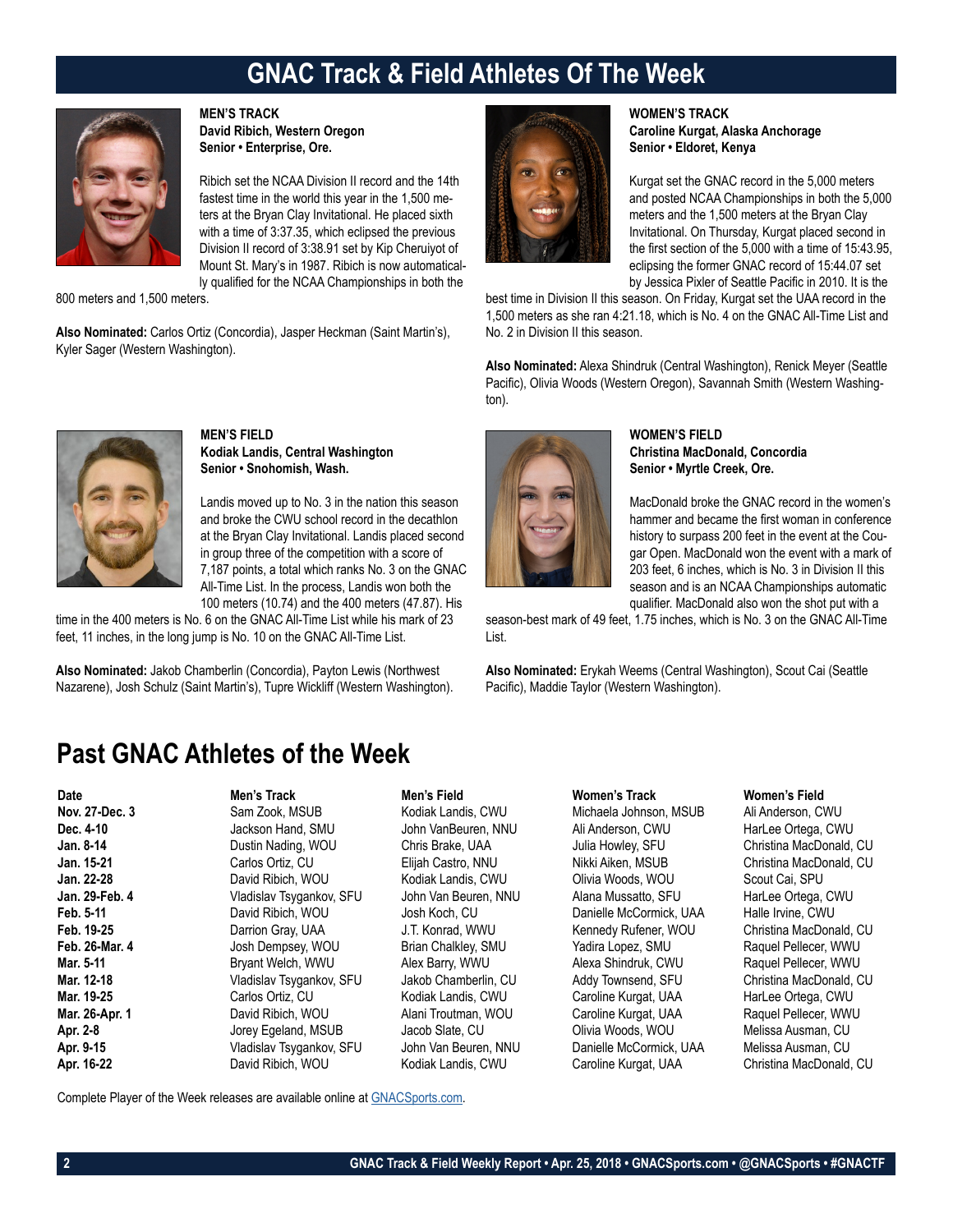# GNAC Track & Field Athletes Of The Week

### MEN'S TRACK
**David Ribich, Western Oregon**
**Senior • Enterprise, Ore.**

Ribich set the NCAA Division II record and the 14th fastest time in the world this year in the 1,500 meters at the Bryan Clay Invitational. He placed sixth with a time of 3:37.35, which eclipsed the previous Division II record of 3:38.91 set by Kip Cheruiyot of Mount St. Mary's in 1987. Ribich is now automatically qualified for the NCAA Championships in both the 800 meters and 1,500 meters.

**Also Nominated:** Carlos Ortiz (Concordia), Jasper Heckman (Saint Martin's), Kyler Sager (Western Washington).

### WOMEN'S TRACK
**Caroline Kurgat, Alaska Anchorage**
**Senior • Eldoret, Kenya**

Kurgat set the GNAC record in the 5,000 meters and posted NCAA Championships in both the 5,000 meters and the 1,500 meters at the Bryan Clay Invitational. On Thursday, Kurgat placed second in the first section of the 5,000 with a time of 15:43.95, eclipsing the former GNAC record of 15:44.07 set by Jessica Pixler of Seattle Pacific in 2010. It is the best time in Division II this season. On Friday, Kurgat set the UAA record in the 1,500 meters as she ran 4:21.18, which is No. 4 on the GNAC All-Time List and No. 2 in Division II this season.

**Also Nominated:** Alexa Shindruk (Central Washington), Renick Meyer (Seattle Pacific), Olivia Woods (Western Oregon), Savannah Smith (Western Washington).

### MEN'S FIELD
**Kodiak Landis, Central Washington**
**Senior • Snohomish, Wash.**

Landis moved up to No. 3 in the nation this season and broke the CWU school record in the decathlon at the Bryan Clay Invitational. Landis placed second in group three of the competition with a score of 7,187 points, a total which ranks No. 3 on the GNAC All-Time List. In the process, Landis won both the 100 meters (10.74) and the 400 meters (47.87). His time in the 400 meters is No. 6 on the GNAC All-Time List while his mark of 23 feet, 11 inches, in the long jump is No. 10 on the GNAC All-Time List.

**Also Nominated:** Jakob Chamberlin (Concordia), Payton Lewis (Northwest Nazarene), Josh Schulz (Saint Martin's), Tupre Wickliff (Western Washington).

### WOMEN'S FIELD
**Christina MacDonald, Concordia**
**Senior • Myrtle Creek, Ore.**

MacDonald broke the GNAC record in the women's hammer and became the first woman in conference history to surpass 200 feet in the event at the Cougar Open. MacDonald won the event with a mark of 203 feet, 6 inches, which is No. 3 in Division II this season and is an NCAA Championships automatic qualifier. MacDonald also won the shot put with a season-best mark of 49 feet, 1.75 inches, which is No. 3 on the GNAC All-Time List.

**Also Nominated:** Erykah Weems (Central Washington), Scout Cai (Seattle Pacific), Maddie Taylor (Western Washington).

## Past GNAC Athletes of the Week

| Date | Men's Track | Men's Field | Women's Track | Women's Field |
|---|---|---|---|---|
| Nov. 27-Dec. 3 | Sam Zook, MSUB | Kodiak Landis, CWU | Michaela Johnson, MSUB | Ali Anderson, CWU |
| Dec. 4-10 | Jackson Hand, SMU | John VanBeuren, NNU | Ali Anderson, CWU | HarLee Ortega, CWU |
| Jan. 8-14 | Dustin Nading, WOU | Chris Brake, UAA | Julia Howley, SFU | Christina MacDonald, CU |
| Jan. 15-21 | Carlos Ortiz, CU | Elijah Castro, NNU | Nikki Aiken, MSUB | Christina MacDonald, CU |
| Jan. 22-28 | David Ribich, WOU | Kodiak Landis, CWU | Olivia Woods, WOU | Scout Cai, SPU |
| Jan. 29-Feb. 4 | Vladislav Tsygankov, SFU | John Van Beuren, NNU | Alana Mussatto, SFU | HarLee Ortega, CWU |
| Feb. 5-11 | David Ribich, WOU | Josh Koch, CU | Danielle McCormick, UAA | Halle Irvine, CWU |
| Feb. 19-25 | Darrion Gray, UAA | J.T. Konrad, WWU | Kennedy Rufener, WOU | Christina MacDonald, CU |
| Feb. 26-Mar. 4 | Josh Dempsey, WOU | Brian Chalkley, SMU | Yadira Lopez, SMU | Raquel Pellecer, WWU |
| Mar. 5-11 | Bryant Welch, WWU | Alex Barry, WWU | Alexa Shindruk, CWU | Raquel Pellecer, WWU |
| Mar. 12-18 | Vladislav Tsygankov, SFU | Jakob Chamberlin, CU | Addy Townsend, SFU | Christina MacDonald, CU |
| Mar. 19-25 | Carlos Ortiz, CU | Kodiak Landis, CWU | Caroline Kurgat, UAA | HarLee Ortega, CWU |
| Mar. 26-Apr. 1 | David Ribich, WOU | Alani Troutman, WOU | Caroline Kurgat, UAA | Raquel Pellecer, WWU |
| Apr. 2-8 | Jorey Egeland, MSUB | Jacob Slate, CU | Olivia Woods, WOU | Melissa Ausman, CU |
| Apr. 9-15 | Vladislav Tsygankov, SFU | John Van Beuren, NNU | Danielle McCormick, UAA | Melissa Ausman, CU |
| Apr. 16-22 | David Ribich, WOU | Kodiak Landis, CWU | Caroline Kurgat, UAA | Christina MacDonald, CU |

Complete Player of the Week releases are available online at GNACSports.com.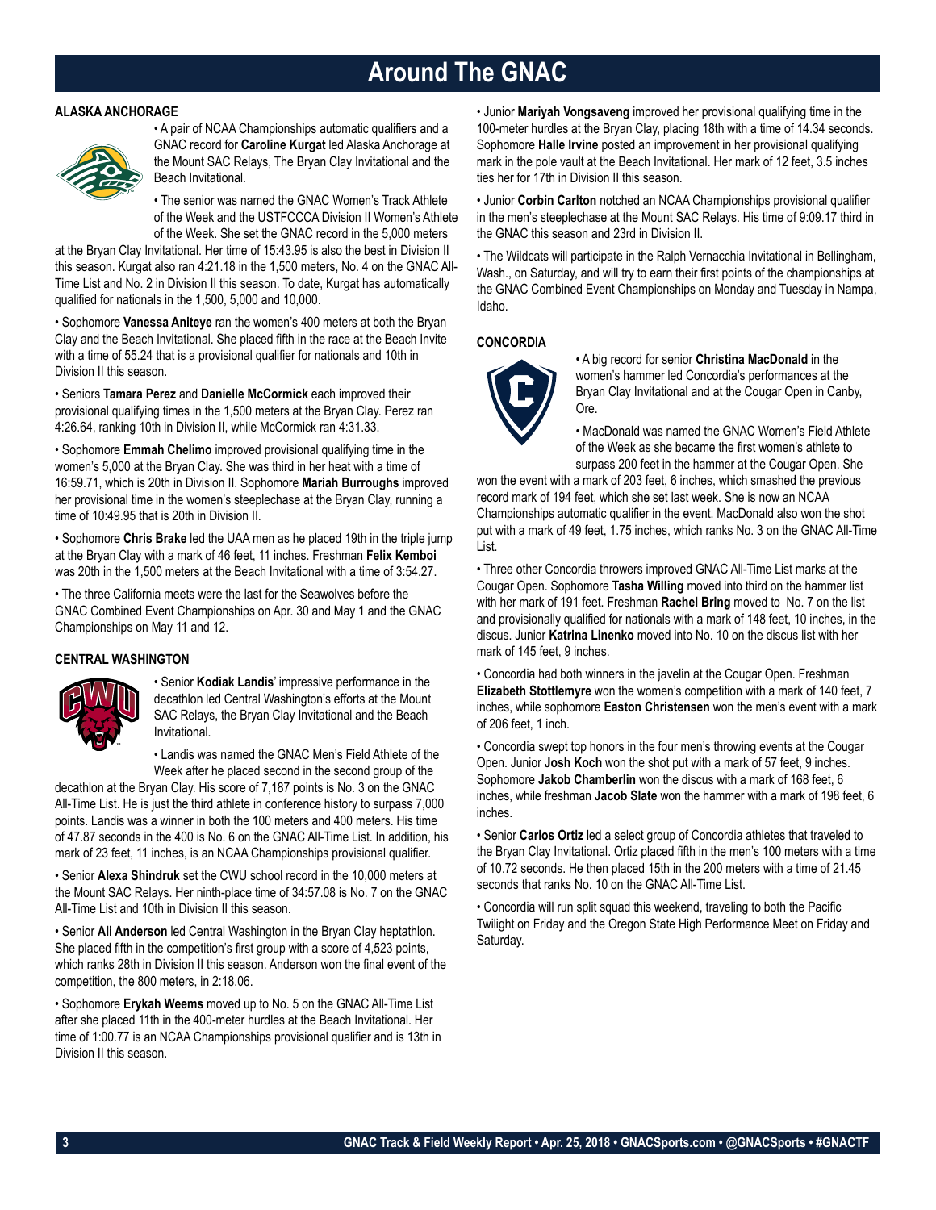# Around The GNAC

## ALASKA ANCHORAGE

• A pair of NCAA Championships automatic qualifiers and a GNAC record for **Caroline Kurgat** led Alaska Anchorage at the Mount SAC Relays, The Bryan Clay Invitational and the Beach Invitational.

• The senior was named the GNAC Women's Track Athlete of the Week and the USTFCCCA Division II Women's Athlete of the Week. She set the GNAC record in the 5,000 meters at the Bryan Clay Invitational. Her time of 15:43.95 is also the best in Division II this season. Kurgat also ran 4:21.18 in the 1,500 meters, No. 4 on the GNAC All-Time List and No. 2 in Division II this season. To date, Kurgat has automatically qualified for nationals in the 1,500, 5,000 and 10,000.

• Sophomore **Vanessa Aniteye** ran the women's 400 meters at both the Bryan Clay and the Beach Invitational. She placed fifth in the race at the Beach Invite with a time of 55.24 that is a provisional qualifier for nationals and 10th in Division II this season.

• Seniors **Tamara Perez** and **Danielle McCormick** each improved their provisional qualifying times in the 1,500 meters at the Bryan Clay. Perez ran 4:26.64, ranking 10th in Division II, while McCormick ran 4:31.33.

• Sophomore **Emmah Chelimo** improved provisional qualifying time in the women's 5,000 at the Bryan Clay. She was third in her heat with a time of 16:59.71, which is 20th in Division II. Sophomore **Mariah Burroughs** improved her provisional time in the women's steeplechase at the Bryan Clay, running a time of 10:49.95 that is 20th in Division II.

• Sophomore **Chris Brake** led the UAA men as he placed 19th in the triple jump at the Bryan Clay with a mark of 46 feet, 11 inches. Freshman **Felix Kemboi** was 20th in the 1,500 meters at the Beach Invitational with a time of 3:54.27.

• The three California meets were the last for the Seawolves before the GNAC Combined Event Championships on Apr. 30 and May 1 and the GNAC Championships on May 11 and 12.

## CENTRAL WASHINGTON

• Senior **Kodiak Landis**' impressive performance in the decathlon led Central Washington's efforts at the Mount SAC Relays, the Bryan Clay Invitational and the Beach Invitational.

• Landis was named the GNAC Men's Field Athlete of the Week after he placed second in the second group of the decathlon at the Bryan Clay. His score of 7,187 points is No. 3 on the GNAC All-Time List. He is just the third athlete in conference history to surpass 7,000 points. Landis was a winner in both the 100 meters and 400 meters. His time of 47.87 seconds in the 400 is No. 6 on the GNAC All-Time List. In addition, his mark of 23 feet, 11 inches, is an NCAA Championships provisional qualifier.

• Senior **Alexa Shindruk** set the CWU school record in the 10,000 meters at the Mount SAC Relays. Her ninth-place time of 34:57.08 is No. 7 on the GNAC All-Time List and 10th in Division II this season.

• Senior **Ali Anderson** led Central Washington in the Bryan Clay heptathlon. She placed fifth in the competition's first group with a score of 4,523 points, which ranks 28th in Division II this season. Anderson won the final event of the competition, the 800 meters, in 2:18.06.

• Sophomore **Erykah Weems** moved up to No. 5 on the GNAC All-Time List after she placed 11th in the 400-meter hurdles at the Beach Invitational. Her time of 1:00.77 is an NCAA Championships provisional qualifier and is 13th in Division II this season.

• Junior **Mariyah Vongsaveng** improved her provisional qualifying time in the 100-meter hurdles at the Bryan Clay, placing 18th with a time of 14.34 seconds. Sophomore **Halle Irvine** posted an improvement in her provisional qualifying mark in the pole vault at the Beach Invitational. Her mark of 12 feet, 3.5 inches ties her for 17th in Division II this season.

• Junior **Corbin Carlton** notched an NCAA Championships provisional qualifier in the men's steeplechase at the Mount SAC Relays. His time of 9:09.17 third in the GNAC this season and 23rd in Division II.

• The Wildcats will participate in the Ralph Vernacchia Invitational in Bellingham, Wash., on Saturday, and will try to earn their first points of the championships at the GNAC Combined Event Championships on Monday and Tuesday in Nampa, Idaho.

## CONCORDIA

• A big record for senior **Christina MacDonald** in the women's hammer led Concordia's performances at the Bryan Clay Invitational and at the Cougar Open in Canby, Ore.

• MacDonald was named the GNAC Women's Field Athlete of the Week as she became the first women's athlete to surpass 200 feet in the hammer at the Cougar Open. She won the event with a mark of 203 feet, 6 inches, which smashed the previous record mark of 194 feet, which she set last week. She is now an NCAA Championships automatic qualifier in the event. MacDonald also won the shot put with a mark of 49 feet, 1.75 inches, which ranks No. 3 on the GNAC All-Time List.

• Three other Concordia throwers improved GNAC All-Time List marks at the Cougar Open. Sophomore **Tasha Willing** moved into third on the hammer list with her mark of 191 feet. Freshman **Rachel Bring** moved to No. 7 on the list and provisionally qualified for nationals with a mark of 148 feet, 10 inches, in the discus. Junior **Katrina Linenko** moved into No. 10 on the discus list with her mark of 145 feet, 9 inches.

• Concordia had both winners in the javelin at the Cougar Open. Freshman **Elizabeth Stottlemyre** won the women's competition with a mark of 140 feet, 7 inches, while sophomore **Easton Christensen** won the men's event with a mark of 206 feet, 1 inch.

• Concordia swept top honors in the four men's throwing events at the Cougar Open. Junior **Josh Koch** won the shot put with a mark of 57 feet, 9 inches. Sophomore **Jakob Chamberlin** won the discus with a mark of 168 feet, 6 inches, while freshman **Jacob Slate** won the hammer with a mark of 198 feet, 6 inches.

• Senior **Carlos Ortiz** led a select group of Concordia athletes that traveled to the Bryan Clay Invitational. Ortiz placed fifth in the men's 100 meters with a time of 10.72 seconds. He then placed 15th in the 200 meters with a time of 21.45 seconds that ranks No. 10 on the GNAC All-Time List.

• Concordia will run split squad this weekend, traveling to both the Pacific Twilight on Friday and the Oregon State High Performance Meet on Friday and Saturday.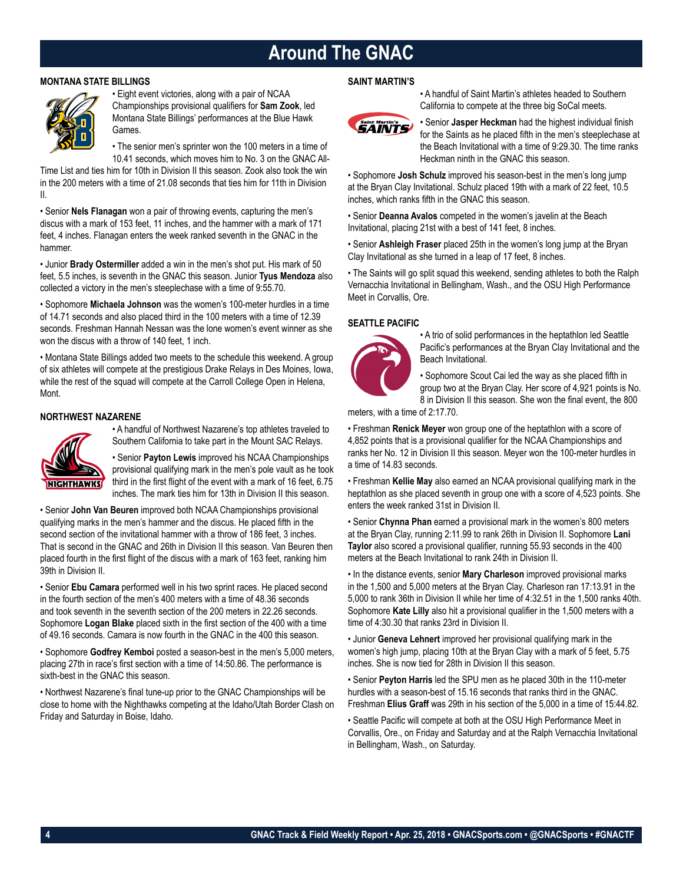# Around The GNAC

## MONTANA STATE BILLINGS

• Eight event victories, along with a pair of NCAA Championships provisional qualifiers for **Sam Zook**, led Montana State Billings' performances at the Blue Hawk Games.

• The senior men's sprinter won the 100 meters in a time of 10.41 seconds, which moves him to No. 3 on the GNAC All-Time List and ties him for 10th in Division II this season. Zook also took the win in the 200 meters with a time of 21.08 seconds that ties him for 11th in Division II.

• Senior **Nels Flanagan** won a pair of throwing events, capturing the men's discus with a mark of 153 feet, 11 inches, and the hammer with a mark of 171 feet, 4 inches. Flanagan enters the week ranked seventh in the GNAC in the hammer.

• Junior **Brady Ostermiller** added a win in the men's shot put. His mark of 50 feet, 5.5 inches, is seventh in the GNAC this season. Junior **Tyus Mendoza** also collected a victory in the men's steeplechase with a time of 9:55.70.

• Sophomore **Michaela Johnson** was the women's 100-meter hurdles in a time of 14.71 seconds and also placed third in the 100 meters with a time of 12.39 seconds. Freshman Hannah Nessan was the lone women's event winner as she won the discus with a throw of 140 feet, 1 inch.

• Montana State Billings added two meets to the schedule this weekend. A group of six athletes will compete at the prestigious Drake Relays in Des Moines, Iowa, while the rest of the squad will compete at the Carroll College Open in Helena, Mont.

## NORTHWEST NAZARENE

• A handful of Northwest Nazarene's top athletes traveled to Southern California to take part in the Mount SAC Relays.

• Senior **Payton Lewis** improved his NCAA Championships provisional qualifying mark in the men's pole vault as he took third in the first flight of the event with a mark of 16 feet, 6.75 inches. The mark ties him for 13th in Division II this season.

• Senior **John Van Beuren** improved both NCAA Championships provisional qualifying marks in the men's hammer and the discus. He placed fifth in the second section of the invitational hammer with a throw of 186 feet, 3 inches. That is second in the GNAC and 26th in Division II this season. Van Beuren then placed fourth in the first flight of the discus with a mark of 163 feet, ranking him 39th in Division II.

• Senior **Ebu Camara** performed well in his two sprint races. He placed second in the fourth section of the men's 400 meters with a time of 48.36 seconds and took seventh in the seventh section of the 200 meters in 22.26 seconds. Sophomore **Logan Blake** placed sixth in the first section of the 400 with a time of 49.16 seconds. Camara is now fourth in the GNAC in the 400 this season.

• Sophomore **Godfrey Kemboi** posted a season-best in the men's 5,000 meters, placing 27th in race's first section with a time of 14:50.86. The performance is sixth-best in the GNAC this season.

• Northwest Nazarene's final tune-up prior to the GNAC Championships will be close to home with the Nighthawks competing at the Idaho/Utah Border Clash on Friday and Saturday in Boise, Idaho.

## SAINT MARTIN'S

• A handful of Saint Martin's athletes headed to Southern California to compete at the three big SoCal meets.

• Senior **Jasper Heckman** had the highest individual finish for the Saints as he placed fifth in the men's steeplechase at the Beach Invitational with a time of 9:29.30. The time ranks Heckman ninth in the GNAC this season.

• Sophomore **Josh Schulz** improved his season-best in the men's long jump at the Bryan Clay Invitational. Schulz placed 19th with a mark of 22 feet, 10.5 inches, which ranks fifth in the GNAC this season.

• Senior **Deanna Avalos** competed in the women's javelin at the Beach Invitational, placing 21st with a best of 141 feet, 8 inches.

• Senior **Ashleigh Fraser** placed 25th in the women's long jump at the Bryan Clay Invitational as she turned in a leap of 17 feet, 8 inches.

• The Saints will go split squad this weekend, sending athletes to both the Ralph Vernacchia Invitational in Bellingham, Wash., and the OSU High Performance Meet in Corvallis, Ore.

## SEATTLE PACIFIC

• A trio of solid performances in the heptathlon led Seattle Pacific's performances at the Bryan Clay Invitational and the Beach Invitational.

• Sophomore Scout Cai led the way as she placed fifth in group two at the Bryan Clay. Her score of 4,921 points is No. 8 in Division II this season. She won the final event, the 800 meters, with a time of 2:17.70.

• Freshman **Renick Meyer** won group one of the heptathlon with a score of 4,852 points that is a provisional qualifier for the NCAA Championships and ranks her No. 12 in Division II this season. Meyer won the 100-meter hurdles in a time of 14.83 seconds.

• Freshman **Kellie May** also earned an NCAA provisional qualifying mark in the heptathlon as she placed seventh in group one with a score of 4,523 points. She enters the week ranked 31st in Division II.

• Senior **Chynna Phan** earned a provisional mark in the women's 800 meters at the Bryan Clay, running 2:11.99 to rank 26th in Division II. Sophomore **Lani Taylor** also scored a provisional qualifier, running 55.93 seconds in the 400 meters at the Beach Invitational to rank 24th in Division II.

• In the distance events, senior **Mary Charleson** improved provisional marks in the 1,500 and 5,000 meters at the Bryan Clay. Charleson ran 17:13.91 in the 5,000 to rank 36th in Division II while her time of 4:32.51 in the 1,500 ranks 40th. Sophomore **Kate Lilly** also hit a provisional qualifier in the 1,500 meters with a time of 4:30.30 that ranks 23rd in Division II.

• Junior **Geneva Lehnert** improved her provisional qualifying mark in the women's high jump, placing 10th at the Bryan Clay with a mark of 5 feet, 5.75 inches. She is now tied for 28th in Division II this season.

• Senior **Peyton Harris** led the SPU men as he placed 30th in the 110-meter hurdles with a season-best of 15.16 seconds that ranks third in the GNAC. Freshman **Elius Graff** was 29th in his section of the 5,000 in a time of 15:44.82.

• Seattle Pacific will compete at both at the OSU High Performance Meet in Corvallis, Ore., on Friday and Saturday and at the Ralph Vernacchia Invitational in Bellingham, Wash., on Saturday.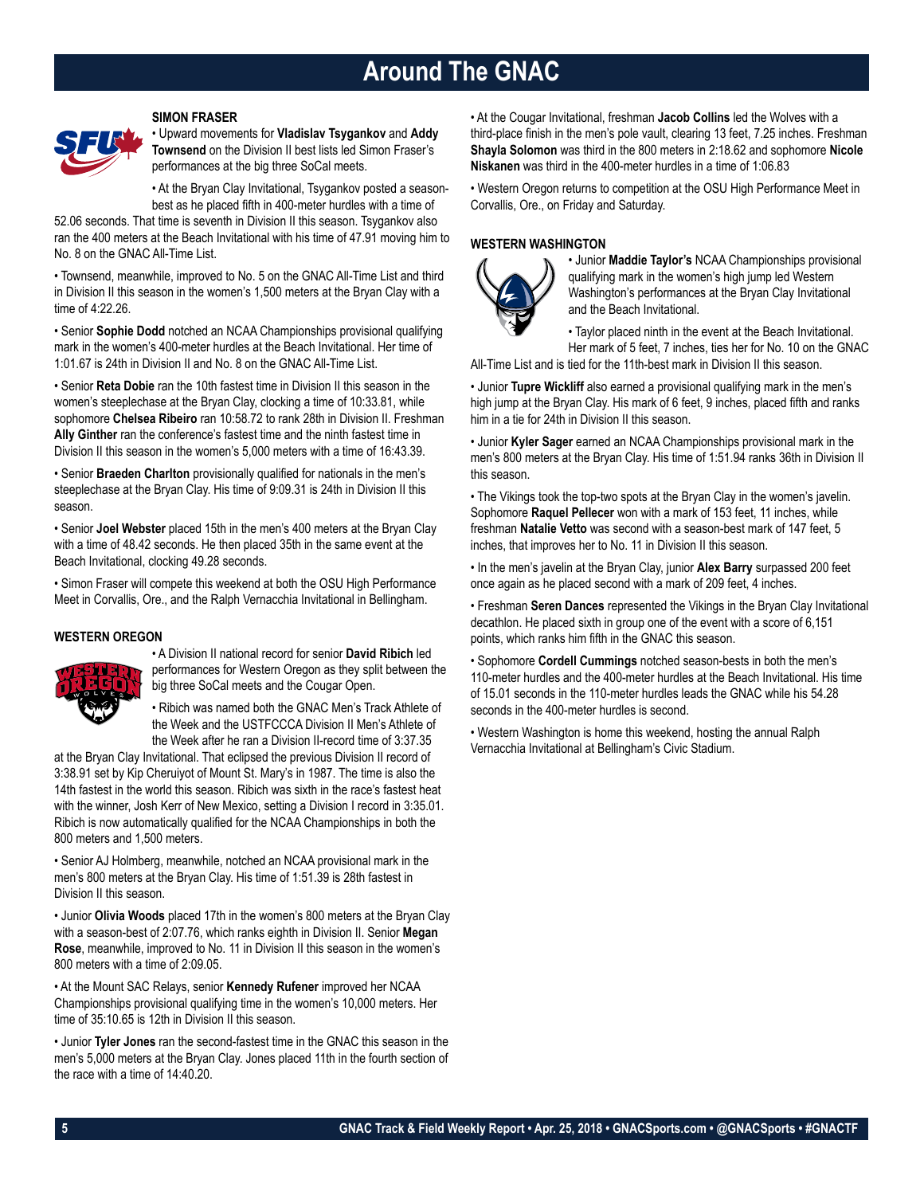# Around The GNAC

## SIMON FRASER

• Upward movements for **Vladislav Tsygankov** and **Addy Townsend** on the Division II best lists led Simon Fraser's performances at the big three SoCal meets.

• At the Bryan Clay Invitational, Tsygankov posted a season-best as he placed fifth in 400-meter hurdles with a time of 52.06 seconds. That time is seventh in Division II this season. Tsygankov also ran the 400 meters at the Beach Invitational with his time of 47.91 moving him to No. 8 on the GNAC All-Time List.

• Townsend, meanwhile, improved to No. 5 on the GNAC All-Time List and third in Division II this season in the women's 1,500 meters at the Bryan Clay with a time of 4:22.26.

• Senior **Sophie Dodd** notched an NCAA Championships provisional qualifying mark in the women's 400-meter hurdles at the Beach Invitational. Her time of 1:01.67 is 24th in Division II and No. 8 on the GNAC All-Time List.

• Senior **Reta Dobie** ran the 10th fastest time in Division II this season in the women's steeplechase at the Bryan Clay, clocking a time of 10:33.81, while sophomore **Chelsea Ribeiro** ran 10:58.72 to rank 28th in Division II. Freshman **Ally Ginther** ran the conference's fastest time and the ninth fastest time in Division II this season in the women's 5,000 meters with a time of 16:43.39.

• Senior **Braeden Charlton** provisionally qualified for nationals in the men's steeplechase at the Bryan Clay. His time of 9:09.31 is 24th in Division II this season.

• Senior **Joel Webster** placed 15th in the men's 400 meters at the Bryan Clay with a time of 48.42 seconds. He then placed 35th in the same event at the Beach Invitational, clocking 49.28 seconds.

• Simon Fraser will compete this weekend at both the OSU High Performance Meet in Corvallis, Ore., and the Ralph Vernacchia Invitational in Bellingham.

## WESTERN OREGON

• A Division II national record for senior **David Ribich** led performances for Western Oregon as they split between the big three SoCal meets and the Cougar Open.

• Ribich was named both the GNAC Men's Track Athlete of the Week and the USTFCCCA Division II Men's Athlete of the Week after he ran a Division II-record time of 3:37.35 at the Bryan Clay Invitational. That eclipsed the previous Division II record of 3:38.91 set by Kip Cheruiyot of Mount St. Mary's in 1987. The time is also the 14th fastest in the world this season. Ribich was sixth in the race's fastest heat with the winner, Josh Kerr of New Mexico, setting a Division I record in 3:35.01. Ribich is now automatically qualified for the NCAA Championships in both the 800 meters and 1,500 meters.

• Senior AJ Holmberg, meanwhile, notched an NCAA provisional mark in the men's 800 meters at the Bryan Clay. His time of 1:51.39 is 28th fastest in Division II this season.

• Junior **Olivia Woods** placed 17th in the women's 800 meters at the Bryan Clay with a season-best of 2:07.76, which ranks eighth in Division II. Senior **Megan Rose**, meanwhile, improved to No. 11 in Division II this season in the women's 800 meters with a time of 2:09.05.

• At the Mount SAC Relays, senior **Kennedy Rufener** improved her NCAA Championships provisional qualifying time in the women's 10,000 meters. Her time of 35:10.65 is 12th in Division II this season.

• Junior **Tyler Jones** ran the second-fastest time in the GNAC this season in the men's 5,000 meters at the Bryan Clay. Jones placed 11th in the fourth section of the race with a time of 14:40.20.

• At the Cougar Invitational, freshman **Jacob Collins** led the Wolves with a third-place finish in the men's pole vault, clearing 13 feet, 7.25 inches. Freshman **Shayla Solomon** was third in the 800 meters in 2:18.62 and sophomore **Nicole Niskanen** was third in the 400-meter hurdles in a time of 1:06.83

• Western Oregon returns to competition at the OSU High Performance Meet in Corvallis, Ore., on Friday and Saturday.

## WESTERN WASHINGTON

• Junior **Maddie Taylor's** NCAA Championships provisional qualifying mark in the women's high jump led Western Washington's performances at the Bryan Clay Invitational and the Beach Invitational.

• Taylor placed ninth in the event at the Beach Invitational. Her mark of 5 feet, 7 inches, ties her for No. 10 on the GNAC All-Time List and is tied for the 11th-best mark in Division II this season.

• Junior **Tupre Wickliff** also earned a provisional qualifying mark in the men's high jump at the Bryan Clay. His mark of 6 feet, 9 inches, placed fifth and ranks him in a tie for 24th in Division II this season.

• Junior **Kyler Sager** earned an NCAA Championships provisional mark in the men's 800 meters at the Bryan Clay. His time of 1:51.94 ranks 36th in Division II this season.

• The Vikings took the top-two spots at the Bryan Clay in the women's javelin. Sophomore **Raquel Pellecer** won with a mark of 153 feet, 11 inches, while freshman **Natalie Vetto** was second with a season-best mark of 147 feet, 5 inches, that improves her to No. 11 in Division II this season.

• In the men's javelin at the Bryan Clay, junior **Alex Barry** surpassed 200 feet once again as he placed second with a mark of 209 feet, 4 inches.

• Freshman **Seren Dances** represented the Vikings in the Bryan Clay Invitational decathlon. He placed sixth in group one of the event with a score of 6,151 points, which ranks him fifth in the GNAC this season.

• Sophomore **Cordell Cummings** notched season-bests in both the men's 110-meter hurdles and the 400-meter hurdles at the Beach Invitational. His time of 15.01 seconds in the 110-meter hurdles leads the GNAC while his 54.28 seconds in the 400-meter hurdles is second.

• Western Washington is home this weekend, hosting the annual Ralph Vernacchia Invitational at Bellingham's Civic Stadium.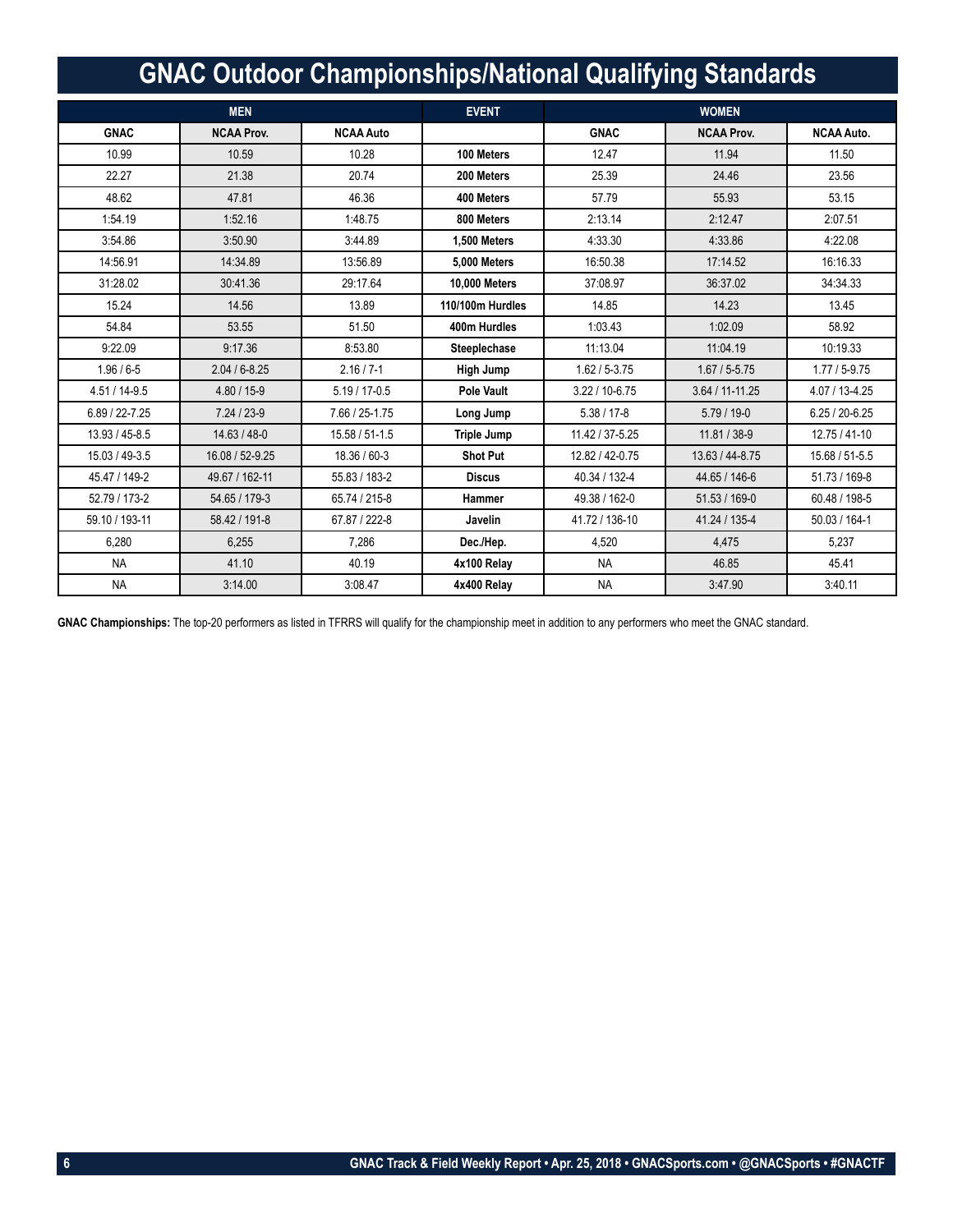# GNAC Outdoor Championships/National Qualifying Standards

| MEN | | | EVENT | WOMEN | | |
|---|---|---|---|---|---|---|
| **GNAC** | **NCAA Prov.** | **NCAA Auto** | | **GNAC** | **NCAA Prov.** | **NCAA Auto.** |
| 10.99 | 10.59 | 10.28 | **100 Meters** | 12.47 | 11.94 | 11.50 |
| 22.27 | 21.38 | 20.74 | **200 Meters** | 25.39 | 24.46 | 23.56 |
| 48.62 | 47.81 | 46.36 | **400 Meters** | 57.79 | 55.93 | 53.15 |
| 1:54.19 | 1:52.16 | 1:48.75 | **800 Meters** | 2:13.14 | 2:12.47 | 2:07.51 |
| 3:54.86 | 3:50.90 | 3:44.89 | **1,500 Meters** | 4:33.30 | 4:33.86 | 4:22.08 |
| 14:56.91 | 14:34.89 | 13:56.89 | **5,000 Meters** | 16:50.38 | 17:14.52 | 16:16.33 |
| 31:28.02 | 30:41.36 | 29:17.64 | **10,000 Meters** | 37:08.97 | 36:37.02 | 34:34.33 |
| 15.24 | 14.56 | 13.89 | **110/100m Hurdles** | 14.85 | 14.23 | 13.45 |
| 54.84 | 53.55 | 51.50 | **400m Hurdles** | 1:03.43 | 1:02.09 | 58.92 |
| 9:22.09 | 9:17.36 | 8:53.80 | **Steeplechase** | 11:13.04 | 11:04.19 | 10:19.33 |
| 1.96 / 6-5 | 2.04 / 6-8.25 | 2.16 / 7-1 | **High Jump** | 1.62 / 5-3.75 | 1.67 / 5-5.75 | 1.77 / 5-9.75 |
| 4.51 / 14-9.5 | 4.80 / 15-9 | 5.19 / 17-0.5 | **Pole Vault** | 3.22 / 10-6.75 | 3.64 / 11-11.25 | 4.07 / 13-4.25 |
| 6.89 / 22-7.25 | 7.24 / 23-9 | 7.66 / 25-1.75 | **Long Jump** | 5.38 / 17-8 | 5.79 / 19-0 | 6.25 / 20-6.25 |
| 13.93 / 45-8.5 | 14.63 / 48-0 | 15.58 / 51-1.5 | **Triple Jump** | 11.42 / 37-5.25 | 11.81 / 38-9 | 12.75 / 41-10 |
| 15.03 / 49-3.5 | 16.08 / 52-9.25 | 18.36 / 60-3 | **Shot Put** | 12.82 / 42-0.75 | 13.63 / 44-8.75 | 15.68 / 51-5.5 |
| 45.47 / 149-2 | 49.67 / 162-11 | 55.83 / 183-2 | **Discus** | 40.34 / 132-4 | 44.65 / 146-6 | 51.73 / 169-8 |
| 52.79 / 173-2 | 54.65 / 179-3 | 65.74 / 215-8 | **Hammer** | 49.38 / 162-0 | 51.53 / 169-0 | 60.48 / 198-5 |
| 59.10 / 193-11 | 58.42 / 191-8 | 67.87 / 222-8 | **Javelin** | 41.72 / 136-10 | 41.24 / 135-4 | 50.03 / 164-1 |
| 6,280 | 6,255 | 7,286 | **Dec./Hep.** | 4,520 | 4,475 | 5,237 |
| NA | 41.10 | 40.19 | **4x100 Relay** | NA | 46.85 | 45.41 |
| NA | 3:14.00 | 3:08.47 | **4x400 Relay** | NA | 3:47.90 | 3:40.11 |

**GNAC Championships:** The top-20 performers as listed in TFRRS will qualify for the championship meet in addition to any performers who meet the GNAC standard.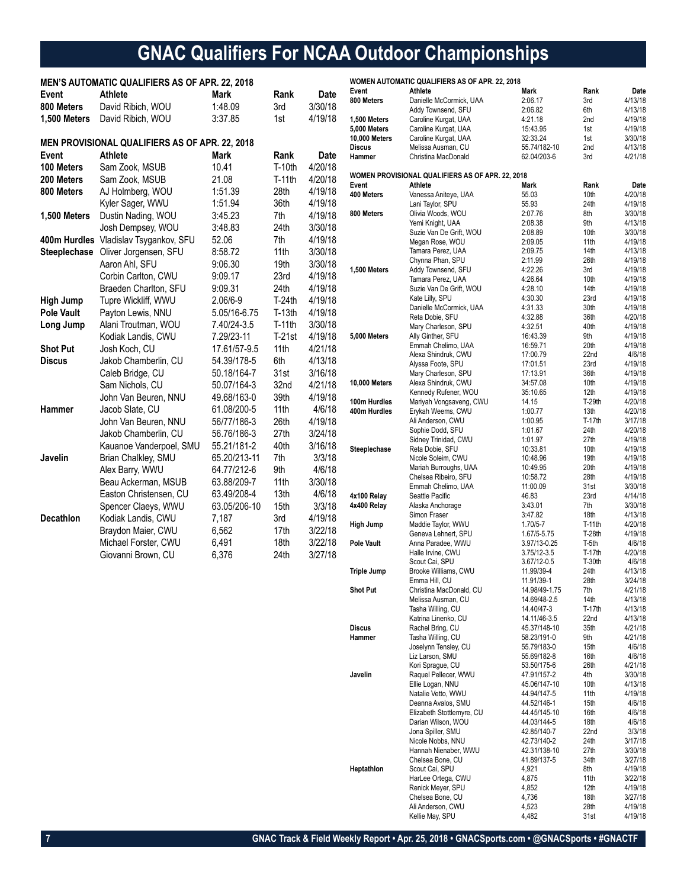# GNAC Qualifiers For NCAA Outdoor Championships

### MEN'S AUTOMATIC QUALIFIERS AS OF APR. 22, 2018

| Event | Athlete | Mark | Rank | Date |
|---|---|---|---|---|
| 800 Meters | David Ribich, WOU | 1:48.09 | 3rd | 3/30/18 |
| 1,500 Meters | David Ribich, WOU | 3:37.85 | 1st | 4/19/18 |

### MEN PROVISIONAL QUALIFIERS AS OF APR. 22, 2018

| Event | Athlete | Mark | Rank | Date |
|---|---|---|---|---|
| 100 Meters | Sam Zook, MSUB | 10.41 | T-10th | 4/20/18 |
| 200 Meters | Sam Zook, MSUB | 21.08 | T-11th | 4/20/18 |
| 800 Meters | AJ Holmberg, WOU | 1:51.39 | 28th | 4/19/18 |
| | Kyler Sager, WWU | 1:51.94 | 36th | 4/19/18 |
| 1,500 Meters | Dustin Nading, WOU | 3:45.23 | 7th | 4/19/18 |
| | Josh Dempsey, WOU | 3:48.83 | 24th | 3/30/18 |
| 400m Hurdles | Vladislav Tsygankov, SFU | 52.06 | 7th | 4/19/18 |
| Steeplechase | Oliver Jorgensen, SFU | 8:58.72 | 11th | 3/30/18 |
| | Aaron Ahl, SFU | 9:06.30 | 19th | 3/30/18 |
| | Corbin Carlton, CWU | 9:09.17 | 23rd | 4/19/18 |
| | Braeden Charlton, SFU | 9:09.31 | 24th | 4/19/18 |
| High Jump | Tupre Wickliff, WWU | 2.06/6-9 | T-24th | 4/19/18 |
| Pole Vault | Payton Lewis, NNU | 5.05/16-6.75 | T-13th | 4/19/18 |
| Long Jump | Alani Troutman, WOU | 7.40/24-3.5 | T-11th | 3/30/18 |
| | Kodiak Landis, CWU | 7.29/23-11 | T-21st | 4/19/18 |
| Shot Put | Josh Koch, CU | 17.61/57-9.5 | 11th | 4/21/18 |
| Discus | Jakob Chamberlin, CU | 54.39/178-5 | 6th | 4/13/18 |
| | Caleb Bridge, CU | 50.18/164-7 | 31st | 3/16/18 |
| | Sam Nichols, CU | 50.07/164-3 | 32nd | 4/21/18 |
| | John Van Beuren, NNU | 49.68/163-0 | 39th | 4/19/18 |
| Hammer | Jacob Slate, CU | 61.08/200-5 | 11th | 4/6/18 |
| | John Van Beuren, NNU | 56/77/186-3 | 26th | 4/19/18 |
| | Jakob Chamberlin, CU | 56.76/186-3 | 27th | 3/24/18 |
| | Kauanoe Vanderpoel, SMU | 55.21/181-2 | 40th | 3/16/18 |
| Javelin | Brian Chalkley, SMU | 65.20/213-11 | 7th | 3/3/18 |
| | Alex Barry, WWU | 64.77/212-6 | 9th | 4/6/18 |
| | Beau Ackerman, MSUB | 63.88/209-7 | 11th | 3/30/18 |
| | Easton Christensen, CU | 63.49/208-4 | 13th | 4/6/18 |
| | Spencer Claeys, WWU | 63.05/206-10 | 15th | 3/3/18 |
| Decathlon | Kodiak Landis, CWU | 7,187 | 3rd | 4/19/18 |
| | Braydon Maier, CWU | 6,562 | 17th | 3/22/18 |
| | Michael Forster, CWU | 6,491 | 18th | 3/22/18 |
| | Giovanni Brown, CU | 6,376 | 24th | 3/27/18 |

### WOMEN AUTOMATIC QUALIFIERS AS OF APR. 22, 2018

| Event | Athlete | Mark | Rank | Date |
|---|---|---|---|---|
| 800 Meters | Danielle McCormick, UAA | 2:06.17 | 3rd | 4/13/18 |
| | Addy Townsend, SFU | 2:06.82 | 6th | 4/13/18 |
| 1,500 Meters | Caroline Kurgat, UAA | 4:21.18 | 2nd | 4/19/18 |
| 5,000 Meters | Caroline Kurgat, UAA | 15:43.95 | 1st | 4/19/18 |
| 10,000 Meters | Caroline Kurgat, UAA | 32:33.24 | 1st | 3/30/18 |
| Discus | Melissa Ausman, CU | 55.74/182-10 | 2nd | 4/13/18 |
| Hammer | Christina MacDonald | 62.04/203-6 | 3rd | 4/21/18 |

### WOMEN PROVISIONAL QUALIFIERS AS OF APR. 22, 2018

| Event | Athlete | Mark | Rank | Date |
|---|---|---|---|---|
| 400 Meters | Vanessa Aniteye, UAA | 55.03 | 10th | 4/20/18 |
| | Lani Taylor, SPU | 55.93 | 24th | 4/19/18 |
| 800 Meters | Olivia Woods, WOU | 2:07.76 | 8th | 3/30/18 |
| | Yemi Knight, UAA | 2:08.38 | 9th | 4/13/18 |
| | Suzie Van De Grift, WOU | 2:08.89 | 10th | 3/30/18 |
| | Megan Rose, WOU | 2:09.05 | 11th | 4/19/18 |
| | Tamara Perez, UAA | 2:09.75 | 14th | 4/13/18 |
| | Chynna Phan, SPU | 2:11.99 | 26th | 4/19/18 |
| 1,500 Meters | Addy Townsend, SFU | 4:22.26 | 3rd | 4/19/18 |
| | Tamara Perez, UAA | 4:26.64 | 10th | 4/19/18 |
| | Suzie Van De Grift, WOU | 4:28.10 | 14th | 4/19/18 |
| | Kate Lilly, SPU | 4:30.30 | 23rd | 4/19/18 |
| | Danielle McCormick, UAA | 4:31.33 | 30th | 4/19/18 |
| | Reta Dobie, SFU | 4:32.88 | 36th | 4/20/18 |
| | Mary Charleson, SPU | 4:32.51 | 40th | 4/19/18 |
| 5,000 Meters | Ally Ginther, SFU | 16:43.39 | 9th | 4/19/18 |
| | Emmah Chelimo, UAA | 16:59.71 | 20th | 4/19/18 |
| | Alexa Shindruk, CWU | 17:00.79 | 22nd | 4/6/18 |
| | Alyssa Foote, SPU | 17:01.51 | 23rd | 4/19/18 |
| | Mary Charleson, SPU | 17:13.91 | 36th | 4/19/18 |
| 10,000 Meters | Alexa Shindruk, CWU | 34:57.08 | 10th | 4/19/18 |
| | Kennedy Rufener, WOU | 35:10.65 | 12th | 4/19/18 |
| 100m Hurdles | Mariyah Vongsaveng, CWU | 14.15 | T-29th | 4/20/18 |
| 400m Hurdles | Erykah Weems, CWU | 1:00.77 | 13th | 4/20/18 |
| | Ali Anderson, CWU | 1:00.95 | T-17th | 3/17/18 |
| | Sophie Dodd, SFU | 1:01.67 | 24th | 4/20/18 |
| | Sidney Trinidad, CWU | 1:01.97 | 27th | 4/19/18 |
| Steeplechase | Reta Dobie, SFU | 10:33.81 | 10th | 4/19/18 |
| | Nicole Soleim, CWU | 10:48.96 | 19th | 4/19/18 |
| | Mariah Burroughs, UAA | 10:49.95 | 20th | 4/19/18 |
| | Chelsea Ribeiro, SFU | 10:58.72 | 28th | 4/19/18 |
| | Emmah Chelimo, UAA | 11:00.09 | 31st | 3/30/18 |
| 4x100 Relay | Seattle Pacific | 46.83 | 23rd | 4/14/18 |
| 4x400 Relay | Alaska Anchorage | 3:43.01 | 7th | 3/30/18 |
| | Simon Fraser | 3:47.82 | 18th | 4/13/18 |
| High Jump | Maddie Taylor, WWU | 1.70/5-7 | T-11th | 4/20/18 |
| | Geneva Lehnert, SPU | 1.67/5-5.75 | T-28th | 4/19/18 |
| Pole Vault | Anna Paradee, WWU | 3.97/13-0.25 | T-5th | 4/6/18 |
| | Halle Irvine, CWU | 3.75/12-3.5 | T-17th | 4/20/18 |
| | Scout Cai, SPU | 3.67/12-0.5 | T-30th | 4/6/18 |
| Triple Jump | Brooke Williams, CWU | 11.99/39-4 | 24th | 4/13/18 |
| | Emma Hill, CU | 11.91/39-1 | 28th | 3/24/18 |
| Shot Put | Christina MacDonald, CU | 14.98/49-1.75 | 7th | 4/21/18 |
| | Melissa Ausman, CU | 14.69/48-2.5 | 14th | 4/13/18 |
| | Tasha Willing, CU | 14.40/47-3 | T-17th | 4/13/18 |
| | Katrina Linenko, CU | 14.11/46-3.5 | 22nd | 4/13/18 |
| Discus | Rachel Bring, CU | 45.37/148-10 | 35th | 4/21/18 |
| Hammer | Tasha Willing, CU | 58.23/191-0 | 9th | 4/21/18 |
| | Joselynn Tensley, CU | 55.79/183-0 | 15th | 4/6/18 |
| | Liz Larson, SMU | 55.69/182-8 | 16th | 4/6/18 |
| | Kori Sprague, CU | 53.50/175-6 | 26th | 4/21/18 |
| Javelin | Raquel Pellecer, WWU | 47.91/157-2 | 4th | 3/30/18 |
| | Ellie Logan, NNU | 45.06/147-10 | 10th | 4/13/18 |
| | Natalie Vetto, WWU | 44.94/147-5 | 11th | 4/19/18 |
| | Deanna Avalos, SMU | 44.52/146-1 | 15th | 4/6/18 |
| | Elizabeth Stottlemyre, CU | 44.45/145-10 | 16th | 4/6/18 |
| | Darian Wilson, WOU | 44.03/144-5 | 18th | 4/6/18 |
| | Jona Spiller, SMU | 42.85/140-7 | 22nd | 3/3/18 |
| | Nicole Nobbs, NNU | 42.73/140-2 | 24th | 3/17/18 |
| | Hannah Nienaber, WWU | 42.31/138-10 | 27th | 3/30/18 |
| | Chelsea Bone, CU | 41.89/137-5 | 34th | 3/27/18 |
| Heptathlon | Scout Cai, SPU | 4,921 | 8th | 4/19/18 |
| | HarLee Ortega, CWU | 4,875 | 11th | 3/22/18 |
| | Renick Meyer, SPU | 4,852 | 12th | 4/19/18 |
| | Chelsea Bone, CU | 4,736 | 18th | 3/27/18 |
| | Ali Anderson, CWU | 4,523 | 28th | 4/19/18 |
| | Kellie May, SPU | 4,482 | 31st | 4/19/18 |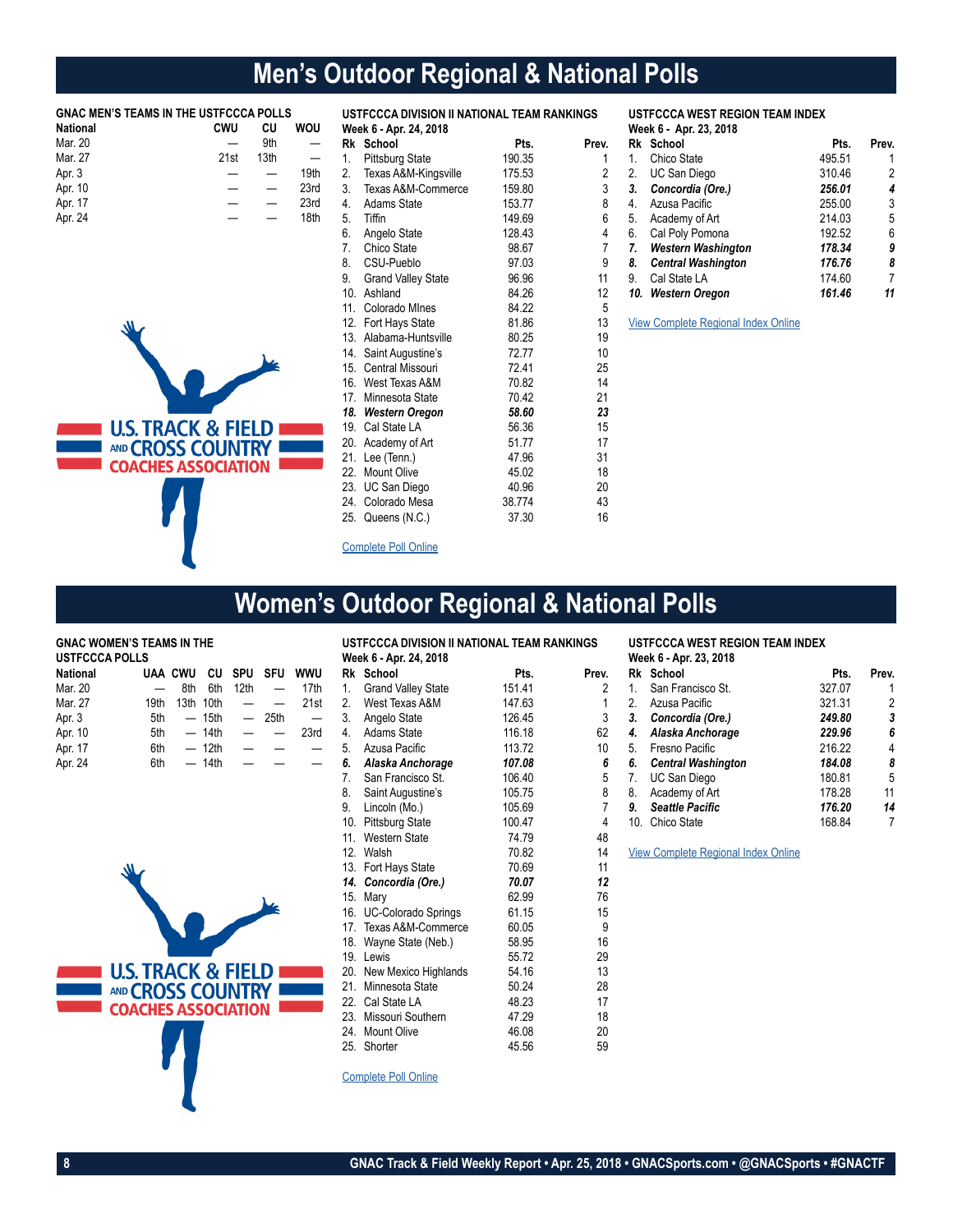# Men's Outdoor Regional & National Polls

### GNAC MEN'S TEAMS IN THE USTFCCCA POLLS

| National | CWU | CU | WOU |
|---|---|---|---|
| Mar. 20 | — | 9th | — |
| Mar. 27 | 21st | 13th | — |
| Apr. 3 | — | — | 19th |
| Apr. 10 | — | — | 23rd |
| Apr. 17 | — | — | 23rd |
| Apr. 24 | — | — | 18th |

### USTFCCCA DIVISION II NATIONAL TEAM RANKINGS

Week 6 - Apr. 24, 2018

| Rk | School | Pts. | Prev. |
|---|---|---|---|
| 1. | Pittsburg State | 190.35 | 1 |
| 2. | Texas A&M-Kingsville | 175.53 | 2 |
| 3. | Texas A&M-Commerce | 159.80 | 3 |
| 4. | Adams State | 153.77 | 8 |
| 5. | Tiffin | 149.69 | 6 |
| 6. | Angelo State | 128.43 | 4 |
| 7. | Chico State | 98.67 | 7 |
| 8. | CSU-Pueblo | 97.03 | 9 |
| 9. | Grand Valley State | 96.96 | 11 |
| 10. | Ashland | 84.26 | 12 |
| 11. | Colorado MInes | 84.22 | 5 |
| 12. | Fort Hays State | 81.86 | 13 |
| 13. | Alabama-Huntsville | 80.25 | 19 |
| 14. | Saint Augustine's | 72.77 | 10 |
| 15. | Central Missouri | 72.41 | 25 |
| 16. | West Texas A&M | 70.82 | 14 |
| 17. | Minnesota State | 70.42 | 21 |
| ***18.*** | ***Western Oregon*** | ***58.60*** | ***23*** |
| 19. | Cal State LA | 56.36 | 15 |
| 20. | Academy of Art | 51.77 | 17 |
| 21. | Lee (Tenn.) | 47.96 | 31 |
| 22. | Mount Olive | 45.02 | 18 |
| 23. | UC San Diego | 40.96 | 20 |
| 24. | Colorado Mesa | 38.774 | 43 |
| 25. | Queens (N.C.) | 37.30 | 16 |

Complete Poll Online

### USTFCCCA WEST REGION TEAM INDEX

Week 6 - Apr. 23, 2018

| Rk | School | Pts. | Prev. |
|---|---|---|---|
| 1. | Chico State | 495.51 | 1 |
| 2. | UC San Diego | 310.46 | 2 |
| ***3.*** | ***Concordia (Ore.)*** | ***256.01*** | ***4*** |
| 4. | Azusa Pacific | 255.00 | 3 |
| 5. | Academy of Art | 214.03 | 5 |
| 6. | Cal Poly Pomona | 192.52 | 6 |
| ***7.*** | ***Western Washington*** | ***178.34*** | ***9*** |
| ***8.*** | ***Central Washington*** | ***176.76*** | ***8*** |
| 9. | Cal State LA | 174.60 | 7 |
| ***10.*** | ***Western Oregon*** | ***161.46*** | ***11*** |

View Complete Regional Index Online

# Women's Outdoor Regional & National Polls

### GNAC WOMEN'S TEAMS IN THE USTFCCCA POLLS

| National | UAA | CWU | CU | SPU | SFU | WWU |
|---|---|---|---|---|---|---|
| Mar. 20 | — | 8th | 6th | 12th | — | 17th |
| Mar. 27 | 19th | 13th | 10th | — | — | 21st |
| Apr. 3 | 5th | — | 15th | — | 25th | — |
| Apr. 10 | 5th | — | 14th | — | — | 23rd |
| Apr. 17 | 6th | — | 12th | — | — | — |
| Apr. 24 | 6th | — | 14th | — | — | — |

### USTFCCCA DIVISION II NATIONAL TEAM RANKINGS

Week 6 - Apr. 24, 2018

| Rk | School | Pts. | Prev. |
|---|---|---|---|
| 1. | Grand Valley State | 151.41 | 2 |
| 2. | West Texas A&M | 147.63 | 1 |
| 3. | Angelo State | 126.45 | 3 |
| 4. | Adams State | 116.18 | 62 |
| 5. | Azusa Pacific | 113.72 | 10 |
| ***6.*** | ***Alaska Anchorage*** | ***107.08*** | ***6*** |
| 7. | San Francisco St. | 106.40 | 5 |
| 8. | Saint Augustine's | 105.75 | 8 |
| 9. | Lincoln (Mo.) | 105.69 | 7 |
| 10. | Pittsburg State | 100.47 | 4 |
| 11. | Western State | 74.79 | 48 |
| 12. | Walsh | 70.82 | 14 |
| 13. | Fort Hays State | 70.69 | 11 |
| ***14.*** | ***Concordia (Ore.)*** | ***70.07*** | ***12*** |
| 15. | Mary | 62.99 | 76 |
| 16. | UC-Colorado Springs | 61.15 | 15 |
| 17. | Texas A&M-Commerce | 60.05 | 9 |
| 18. | Wayne State (Neb.) | 58.95 | 16 |
| 19. | Lewis | 55.72 | 29 |
| 20. | New Mexico Highlands | 54.16 | 13 |
| 21. | Minnesota State | 50.24 | 28 |
| 22. | Cal State LA | 48.23 | 17 |
| 23. | Missouri Southern | 47.29 | 18 |
| 24. | Mount Olive | 46.08 | 20 |
| 25. | Shorter | 45.56 | 59 |

Complete Poll Online

### USTFCCCA WEST REGION TEAM INDEX

Week 6 - Apr. 23, 2018

| Rk | School | Pts. | Prev. |
|---|---|---|---|
| 1. | San Francisco St. | 327.07 | 1 |
| 2. | Azusa Pacific | 321.31 | 2 |
| ***3.*** | ***Concordia (Ore.)*** | ***249.80*** | ***3*** |
| ***4.*** | ***Alaska Anchorage*** | ***229.96*** | ***6*** |
| 5. | Fresno Pacific | 216.22 | 4 |
| ***6.*** | ***Central Washington*** | ***184.08*** | ***8*** |
| 7. | UC San Diego | 180.81 | 5 |
| 8. | Academy of Art | 178.28 | 11 |
| ***9.*** | ***Seattle Pacific*** | ***176.20*** | ***14*** |
| 10. | Chico State | 168.84 | 7 |

View Complete Regional Index Online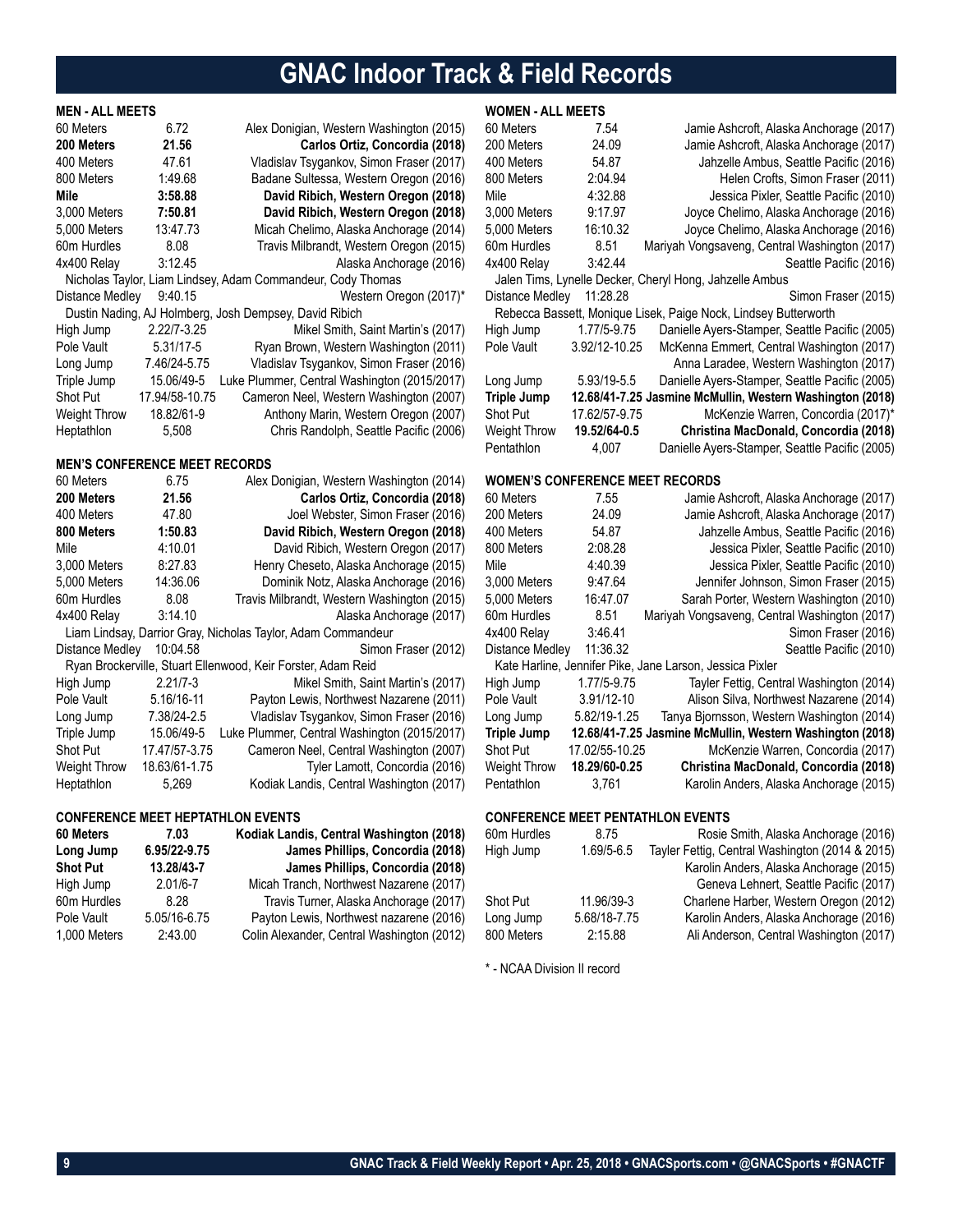# GNAC Indoor Track & Field Records

## MEN - ALL MEETS

| Event | Mark | Record Holder |
|---|---|---|
| 60 Meters | 6.72 | Alex Donigian, Western Washington (2015) |
| **200 Meters** | **21.56** | **Carlos Ortiz, Concordia (2018)** |
| 400 Meters | 47.61 | Vladislav Tsygankov, Simon Fraser (2017) |
| 800 Meters | 1:49.68 | Badane Sultessa, Western Oregon (2016) |
| **Mile** | **3:58.88** | **David Ribich, Western Oregon (2018)** |
| **3,000 Meters** | **7:50.81** | **David Ribich, Western Oregon (2018)** |
| 5,000 Meters | 13:47.73 | Micah Chelimo, Alaska Anchorage (2014) |
| 60m Hurdles | 8.08 | Travis Milbrandt, Western Oregon (2015) |
| 4x400 Relay | 3:12.45 | Alaska Anchorage (2016) |
| | | Nicholas Taylor, Liam Lindsey, Adam Commandeur, Cody Thomas |
| Distance Medley | 9:40.15 | Western Oregon (2017)* |
| | | Dustin Nading, AJ Holmberg, Josh Dempsey, David Ribich |
| High Jump | 2.22/7-3.25 | Mikel Smith, Saint Martin's (2017) |
| Pole Vault | 5.31/17-5 | Ryan Brown, Western Washington (2011) |
| Long Jump | 7.46/24-5.75 | Vladislav Tsygankov, Simon Fraser (2016) |
| Triple Jump | 15.06/49-5 | Luke Plummer, Central Washington (2015/2017) |
| Shot Put | 17.94/58-10.75 | Cameron Neel, Western Washington (2007) |
| Weight Throw | 18.82/61-9 | Anthony Marin, Western Oregon (2007) |
| Heptathlon | 5,508 | Chris Randolph, Seattle Pacific (2006) |

## MEN'S CONFERENCE MEET RECORDS

| Event | Mark | Record Holder |
|---|---|---|
| 60 Meters | 6.75 | Alex Donigian, Western Washington (2014) |
| **200 Meters** | **21.56** | **Carlos Ortiz, Concordia (2018)** |
| 400 Meters | 47.80 | Joel Webster, Simon Fraser (2016) |
| **800 Meters** | **1:50.83** | **David Ribich, Western Oregon (2018)** |
| Mile | 4:10.01 | David Ribich, Western Oregon (2017) |
| 3,000 Meters | 8:27.83 | Henry Cheseto, Alaska Anchorage (2015) |
| 5,000 Meters | 14:36.06 | Dominik Notz, Alaska Anchorage (2016) |
| 60m Hurdles | 8.08 | Travis Milbrandt, Western Washington (2015) |
| 4x400 Relay | 3:14.10 | Alaska Anchorage (2017) |
| | | Liam Lindsay, Darrior Gray, Nicholas Taylor, Adam Commandeur |
| Distance Medley | 10:04.58 | Simon Fraser (2012) |
| | | Ryan Brockerville, Stuart Ellenwood, Keir Forster, Adam Reid |
| High Jump | 2.21/7-3 | Mikel Smith, Saint Martin's (2017) |
| Pole Vault | 5.16/16-11 | Payton Lewis, Northwest Nazarene (2011) |
| Long Jump | 7.38/24-2.5 | Vladislav Tsygankov, Simon Fraser (2016) |
| Triple Jump | 15.06/49-5 | Luke Plummer, Central Washington (2015/2017) |
| Shot Put | 17.47/57-3.75 | Cameron Neel, Central Washington (2007) |
| Weight Throw | 18.63/61-1.75 | Tyler Lamott, Concordia (2016) |
| Heptathlon | 5,269 | Kodiak Landis, Central Washington (2017) |

## CONFERENCE MEET HEPTATHLON EVENTS

| Event | Mark | Record Holder |
|---|---|---|
| **60 Meters** | **7.03** | **Kodiak Landis, Central Washington (2018)** |
| **Long Jump** | **6.95/22-9.75** | **James Phillips, Concordia (2018)** |
| **Shot Put** | **13.28/43-7** | **James Phillips, Concordia (2018)** |
| High Jump | 2.01/6-7 | Micah Tranch, Northwest Nazarene (2017) |
| 60m Hurdles | 8.28 | Travis Turner, Alaska Anchorage (2017) |
| Pole Vault | 5.05/16-6.75 | Payton Lewis, Northwest nazarene (2016) |
| 1,000 Meters | 2:43.00 | Colin Alexander, Central Washington (2012) |

## WOMEN - ALL MEETS

| Event | Mark | Record Holder |
|---|---|---|
| 60 Meters | 7.54 | Jamie Ashcroft, Alaska Anchorage (2017) |
| 200 Meters | 24.09 | Jamie Ashcroft, Alaska Anchorage (2017) |
| 400 Meters | 54.87 | Jahzelle Ambus, Seattle Pacific (2016) |
| 800 Meters | 2:04.94 | Helen Crofts, Simon Fraser (2011) |
| Mile | 4:32.88 | Jessica Pixler, Seattle Pacific (2010) |
| 3,000 Meters | 9:17.97 | Joyce Chelimo, Alaska Anchorage (2016) |
| 5,000 Meters | 16:10.32 | Joyce Chelimo, Alaska Anchorage (2016) |
| 60m Hurdles | 8.51 | Mariyah Vongsaveng, Central Washington (2017) |
| 4x400 Relay | 3:42.44 | Seattle Pacific (2016) |
| | | Jalen Tims, Lynelle Decker, Cheryl Hong, Jahzelle Ambus |
| Distance Medley | 11:28.28 | Simon Fraser (2015) |
| | | Rebecca Bassett, Monique Lisek, Paige Nock, Lindsey Butterworth |
| High Jump | 1.77/5-9.75 | Danielle Ayers-Stamper, Seattle Pacific (2005) |
| Pole Vault | 3.92/12-10.25 | McKenna Emmert, Central Washington (2017) |
| | | Anna Laradee, Western Washington (2017) |
| Long Jump | 5.93/19-5.5 | Danielle Ayers-Stamper, Seattle Pacific (2005) |
| **Triple Jump** | **12.68/41-7.25** | **Jasmine McMullin, Western Washington (2018)** |
| Shot Put | 17.62/57-9.75 | McKenzie Warren, Concordia (2017)* |
| **Weight Throw** | **19.52/64-0.5** | **Christina MacDonald, Concordia (2018)** |
| Pentathlon | 4,007 | Danielle Ayers-Stamper, Seattle Pacific (2005) |

## WOMEN'S CONFERENCE MEET RECORDS

| Event | Mark | Record Holder |
|---|---|---|
| 60 Meters | 7.55 | Jamie Ashcroft, Alaska Anchorage (2017) |
| 200 Meters | 24.09 | Jamie Ashcroft, Alaska Anchorage (2017) |
| 400 Meters | 54.87 | Jahzelle Ambus, Seattle Pacific (2016) |
| 800 Meters | 2:08.28 | Jessica Pixler, Seattle Pacific (2010) |
| Mile | 4:40.39 | Jessica Pixler, Seattle Pacific (2010) |
| 3,000 Meters | 9:47.64 | Jennifer Johnson, Simon Fraser (2015) |
| 5,000 Meters | 16:47.07 | Sarah Porter, Western Washington (2010) |
| 60m Hurdles | 8.51 | Mariyah Vongsaveng, Central Washington (2017) |
| 4x400 Relay | 3:46.41 | Simon Fraser (2016) |
| Distance Medley | 11:36.32 | Seattle Pacific (2010) |
| | | Kate Harline, Jennifer Pike, Jane Larson, Jessica Pixler |
| High Jump | 1.77/5-9.75 | Tayler Fettig, Central Washington (2014) |
| Pole Vault | 3.91/12-10 | Alison Silva, Northwest Nazarene (2014) |
| Long Jump | 5.82/19-1.25 | Tanya Bjornsson, Western Washington (2014) |
| **Triple Jump** | **12.68/41-7.25** | **Jasmine McMullin, Western Washington (2018)** |
| Shot Put | 17.02/55-10.25 | McKenzie Warren, Concordia (2017) |
| **Weight Throw** | **18.29/60-0.25** | **Christina MacDonald, Concordia (2018)** |
| Pentathlon | 3,761 | Karolin Anders, Alaska Anchorage (2015) |

## CONFERENCE MEET PENTATHLON EVENTS

| Event | Mark | Record Holder |
|---|---|---|
| 60m Hurdles | 8.75 | Rosie Smith, Alaska Anchorage (2016) |
| High Jump | 1.69/5-6.5 | Tayler Fettig, Central Washington (2014 & 2015) |
| | | Karolin Anders, Alaska Anchorage (2015) |
| | | Geneva Lehnert, Seattle Pacific (2017) |
| Shot Put | 11.96/39-3 | Charlene Harber, Western Oregon (2012) |
| Long Jump | 5.68/18-7.75 | Karolin Anders, Alaska Anchorage (2016) |
| 800 Meters | 2:15.88 | Ali Anderson, Central Washington (2017) |

* - NCAA Division II record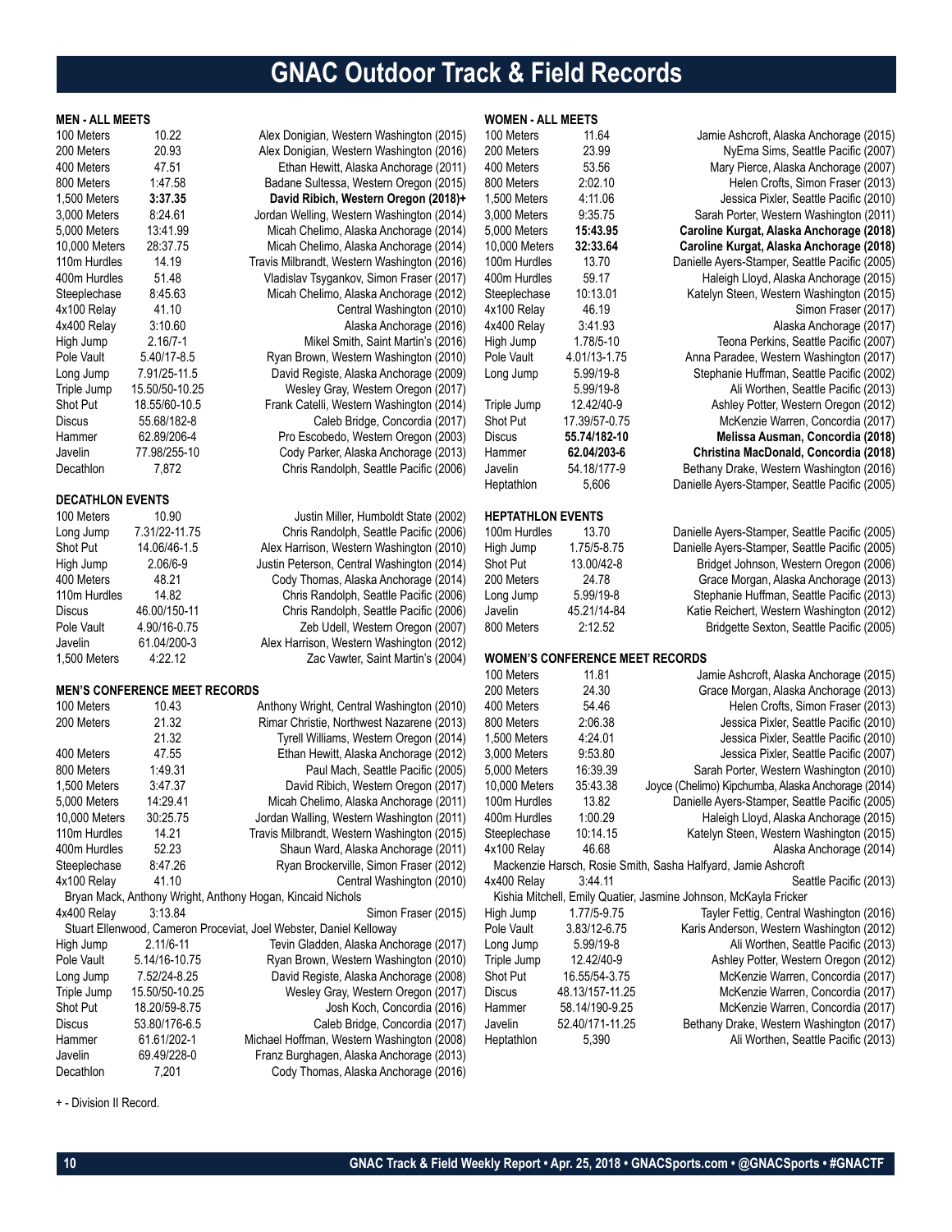# GNAC Outdoor Track & Field Records

### MEN - ALL MEETS

| Event | Mark | Record Holder |
|---|---|---|
| 100 Meters | 10.22 | Alex Donigian, Western Washington (2015) |
| 200 Meters | 20.93 | Alex Donigian, Western Washington (2016) |
| 400 Meters | 47.51 | Ethan Hewitt, Alaska Anchorage (2011) |
| 800 Meters | 1:47.58 | Badane Sultessa, Western Oregon (2015) |
| 1,500 Meters | **3:37.35** | **David Ribich, Western Oregon (2018)+** |
| 3,000 Meters | 8:24.61 | Jordan Welling, Western Washington (2014) |
| 5,000 Meters | 13:41.99 | Micah Chelimo, Alaska Anchorage (2014) |
| 10,000 Meters | 28:37.75 | Micah Chelimo, Alaska Anchorage (2014) |
| 110m Hurdles | 14.19 | Travis Milbrandt, Western Washington (2016) |
| 400m Hurdles | 51.48 | Vladislav Tsygankov, Simon Fraser (2017) |
| Steeplechase | 8:45.63 | Micah Chelimo, Alaska Anchorage (2012) |
| 4x100 Relay | 41.10 | Central Washington (2010) |
| 4x400 Relay | 3:10.60 | Alaska Anchorage (2016) |
| High Jump | 2.16/7-1 | Mikel Smith, Saint Martin's (2016) |
| Pole Vault | 5.40/17-8.5 | Ryan Brown, Western Washington (2010) |
| Long Jump | 7.91/25-11.5 | David Registe, Alaska Anchorage (2009) |
| Triple Jump | 15.50/50-10.25 | Wesley Gray, Western Oregon (2017) |
| Shot Put | 18.55/60-10.5 | Frank Catelli, Western Washington (2014) |
| Discus | 55.68/182-8 | Caleb Bridge, Concordia (2017) |
| Hammer | 62.89/206-4 | Pro Escobedo, Western Oregon (2003) |
| Javelin | 77.98/255-10 | Cody Parker, Alaska Anchorage (2013) |
| Decathlon | 7,872 | Chris Randolph, Seattle Pacific (2006) |

### DECATHLON EVENTS

| Event | Mark | Record Holder |
|---|---|---|
| 100 Meters | 10.90 | Justin Miller, Humboldt State (2002) |
| Long Jump | 7.31/22-11.75 | Chris Randolph, Seattle Pacific (2006) |
| Shot Put | 14.06/46-1.5 | Alex Harrison, Western Washington (2010) |
| High Jump | 2.06/6-9 | Justin Peterson, Central Washington (2014) |
| 400 Meters | 48.21 | Cody Thomas, Alaska Anchorage (2014) |
| 110m Hurdles | 14.82 | Chris Randolph, Seattle Pacific (2006) |
| Discus | 46.00/150-11 | Chris Randolph, Seattle Pacific (2006) |
| Pole Vault | 4.90/16-0.75 | Zeb Udell, Western Oregon (2007) |
| Javelin | 61.04/200-3 | Alex Harrison, Western Washington (2012) |
| 1,500 Meters | 4:22.12 | Zac Vawter, Saint Martin's (2004) |

### MEN'S CONFERENCE MEET RECORDS

| Event | Mark | Record Holder |
|---|---|---|
| 100 Meters | 10.43 | Anthony Wright, Central Washington (2010) |
| 200 Meters | 21.32 | Rimar Christie, Northwest Nazarene (2013) |
| | 21.32 | Tyrell Williams, Western Oregon (2014) |
| 400 Meters | 47.55 | Ethan Hewitt, Alaska Anchorage (2012) |
| 800 Meters | 1:49.31 | Paul Mach, Seattle Pacific (2005) |
| 1,500 Meters | 3:47.37 | David Ribich, Western Oregon (2017) |
| 5,000 Meters | 14:29.41 | Micah Chelimo, Alaska Anchorage (2011) |
| 10,000 Meters | 30:25.75 | Jordan Walling, Western Washington (2011) |
| 110m Hurdles | 14.21 | Travis Milbrandt, Western Washington (2015) |
| 400m Hurdles | 52.23 | Shaun Ward, Alaska Anchorage (2011) |
| Steeplechase | 8:47.26 | Ryan Brockerville, Simon Fraser (2012) |
| 4x100 Relay | 41.10 | Central Washington (2010) |
| Bryan Mack, Anthony Wright, Anthony Hogan, Kincaid Nichols | | |
| 4x400 Relay | 3:13.84 | Simon Fraser (2015) |
| Stuart Ellenwood, Cameron Proceviat, Joel Webster, Daniel Kelloway | | |
| High Jump | 2.11/6-11 | Tevin Gladden, Alaska Anchorage (2017) |
| Pole Vault | 5.14/16-10.75 | Ryan Brown, Western Washington (2010) |
| Long Jump | 7.52/24-8.25 | David Registe, Alaska Anchorage (2008) |
| Triple Jump | 15.50/50-10.25 | Wesley Gray, Western Oregon (2017) |
| Shot Put | 18.20/59-8.75 | Josh Koch, Concordia (2016) |
| Discus | 53.80/176-6.5 | Caleb Bridge, Concordia (2017) |
| Hammer | 61.61/202-1 | Michael Hoffman, Western Washington (2008) |
| Javelin | 69.49/228-0 | Franz Burghagen, Alaska Anchorage (2013) |
| Decathlon | 7,201 | Cody Thomas, Alaska Anchorage (2016) |

+ - Division II Record.

### WOMEN - ALL MEETS

| Event | Mark | Record Holder |
|---|---|---|
| 100 Meters | 11.64 | Jamie Ashcroft, Alaska Anchorage (2015) |
| 200 Meters | 23.99 | NyEma Sims, Seattle Pacific (2007) |
| 400 Meters | 53.56 | Mary Pierce, Alaska Anchorage (2007) |
| 800 Meters | 2:02.10 | Helen Crofts, Simon Fraser (2013) |
| 1,500 Meters | 4:11.06 | Jessica Pixler, Seattle Pacific (2010) |
| 3,000 Meters | 9:35.75 | Sarah Porter, Western Washington (2011) |
| 5,000 Meters | **15:43.95** | **Caroline Kurgat, Alaska Anchorage (2018)** |
| 10,000 Meters | **32:33.64** | **Caroline Kurgat, Alaska Anchorage (2018)** |
| 100m Hurdles | 13.70 | Danielle Ayers-Stamper, Seattle Pacific (2005) |
| 400m Hurdles | 59.17 | Haleigh Lloyd, Alaska Anchorage (2015) |
| Steeplechase | 10:13.01 | Katelyn Steen, Western Washington (2015) |
| 4x100 Relay | 46.19 | Simon Fraser (2017) |
| 4x400 Relay | 3:41.93 | Alaska Anchorage (2017) |
| High Jump | 1.78/5-10 | Teona Perkins, Seattle Pacific (2007) |
| Pole Vault | 4.01/13-1.75 | Anna Paradee, Western Washington (2017) |
| Long Jump | 5.99/19-8 | Stephanie Huffman, Seattle Pacific (2002) |
| | 5.99/19-8 | Ali Worthen, Seattle Pacific (2013) |
| Triple Jump | 12.42/40-9 | Ashley Potter, Western Oregon (2012) |
| Shot Put | 17.39/57-0.75 | McKenzie Warren, Concordia (2017) |
| Discus | **55.74/182-10** | **Melissa Ausman, Concordia (2018)** |
| Hammer | **62.04/203-6** | **Christina MacDonald, Concordia (2018)** |
| Javelin | 54.18/177-9 | Bethany Drake, Western Washington (2016) |
| Heptathlon | 5,606 | Danielle Ayers-Stamper, Seattle Pacific (2005) |

### HEPTATHLON EVENTS

| Event | Mark | Record Holder |
|---|---|---|
| 100m Hurdles | 13.70 | Danielle Ayers-Stamper, Seattle Pacific (2005) |
| High Jump | 1.75/5-8.75 | Danielle Ayers-Stamper, Seattle Pacific (2005) |
| Shot Put | 13.00/42-8 | Bridget Johnson, Western Oregon (2006) |
| 200 Meters | 24.78 | Grace Morgan, Alaska Anchorage (2013) |
| Long Jump | 5.99/19-8 | Stephanie Huffman, Seattle Pacific (2013) |
| Javelin | 45.21/14-84 | Katie Reichert, Western Washington (2012) |
| 800 Meters | 2:12.52 | Bridgette Sexton, Seattle Pacific (2005) |

### WOMEN'S CONFERENCE MEET RECORDS

| Event | Mark | Record Holder |
|---|---|---|
| 100 Meters | 11.81 | Jamie Ashcroft, Alaska Anchorage (2015) |
| 200 Meters | 24.30 | Grace Morgan, Alaska Anchorage (2013) |
| 400 Meters | 54.46 | Helen Crofts, Simon Fraser (2013) |
| 800 Meters | 2:06.38 | Jessica Pixler, Seattle Pacific (2010) |
| 1,500 Meters | 4:24.01 | Jessica Pixler, Seattle Pacific (2010) |
| 3,000 Meters | 9:53.80 | Jessica Pixler, Seattle Pacific (2007) |
| 5,000 Meters | 16:39.39 | Sarah Porter, Western Washington (2010) |
| 10,000 Meters | 35:43.38 | Joyce (Chelimo) Kipchumba, Alaska Anchorage (2014) |
| 100m Hurdles | 13.82 | Danielle Ayers-Stamper, Seattle Pacific (2005) |
| 400m Hurdles | 1:00.29 | Haleigh Lloyd, Alaska Anchorage (2015) |
| Steeplechase | 10:14.15 | Katelyn Steen, Western Washington (2015) |
| 4x100 Relay | 46.68 | Alaska Anchorage (2014) |
| Mackenzie Harsch, Rosie Smith, Sasha Halfyard, Jamie Ashcroft | | |
| 4x400 Relay | 3:44.11 | Seattle Pacific (2013) |
| Kishia Mitchell, Emily Quatier, Jasmine Johnson, McKayla Fricker | | |
| High Jump | 1.77/5-9.75 | Tayler Fettig, Central Washington (2016) |
| Pole Vault | 3.83/12-6.75 | Karis Anderson, Western Washington (2012) |
| Long Jump | 5.99/19-8 | Ali Worthen, Seattle Pacific (2013) |
| Triple Jump | 12.42/40-9 | Ashley Potter, Western Oregon (2012) |
| Shot Put | 16.55/54-3.75 | McKenzie Warren, Concordia (2017) |
| Discus | 48.13/157-11.25 | McKenzie Warren, Concordia (2017) |
| Hammer | 58.14/190-9.25 | McKenzie Warren, Concordia (2017) |
| Javelin | 52.40/171-11.25 | Bethany Drake, Western Washington (2017) |
| Heptathlon | 5,390 | Ali Worthen, Seattle Pacific (2013) |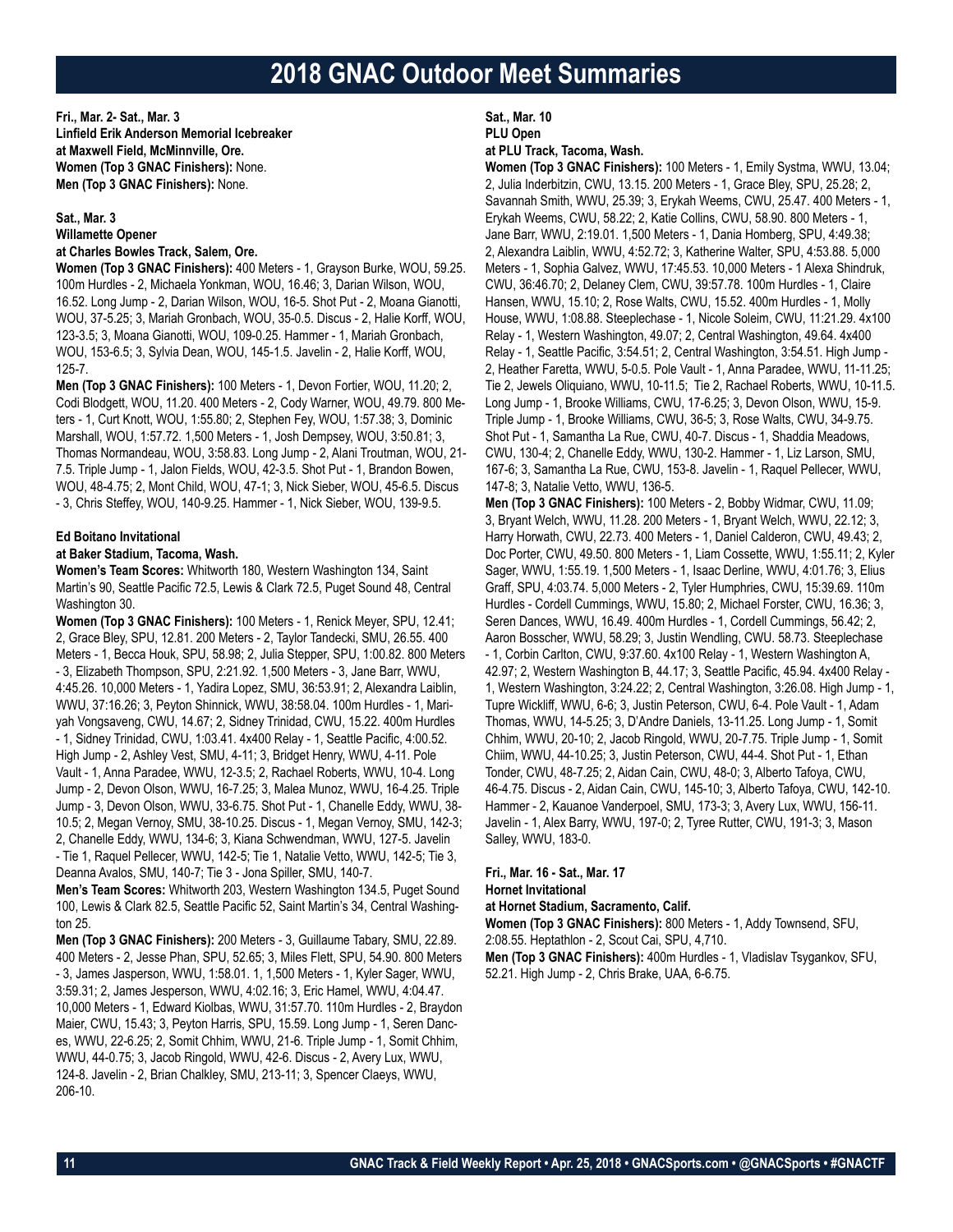# 2018 GNAC Outdoor Meet Summaries

**Fri., Mar. 2- Sat., Mar. 3**
**Linfield Erik Anderson Memorial Icebreaker**
**at Maxwell Field, McMinnville, Ore.**
**Women (Top 3 GNAC Finishers):** None.
**Men (Top 3 GNAC Finishers):** None.

**Sat., Mar. 3**
**Willamette Opener**
**at Charles Bowles Track, Salem, Ore.**
**Women (Top 3 GNAC Finishers):** 400 Meters - 1, Grayson Burke, WOU, 59.25. 100m Hurdles - 2, Michaela Yonkman, WOU, 16.46; 3, Darian Wilson, WOU, 16.52. Long Jump - 2, Darian Wilson, WOU, 16-5. Shot Put - 2, Moana Gianotti, WOU, 37-5.25; 3, Mariah Gronbach, WOU, 35-0.5. Discus - 2, Halie Korff, WOU, 123-3.5; 3, Moana Gianotti, WOU, 109-0.25. Hammer - 1, Mariah Gronbach, WOU, 153-6.5; 3, Sylvia Dean, WOU, 145-1.5. Javelin - 2, Halie Korff, WOU, 125-7.

**Men (Top 3 GNAC Finishers):** 100 Meters - 1, Devon Fortier, WOU, 11.20; 2, Codi Blodgett, WOU, 11.20. 400 Meters - 2, Cody Warner, WOU, 49.79. 800 Meters - 1, Curt Knott, WOU, 1:55.80; 2, Stephen Fey, WOU, 1:57.38; 3, Dominic Marshall, WOU, 1:57.72. 1,500 Meters - 1, Josh Dempsey, WOU, 3:50.81; 3, Thomas Normandeau, WOU, 3:58.83. Long Jump - 2, Alani Troutman, WOU, 21-7.5. Triple Jump - 1, Jalon Fields, WOU, 42-3.5. Shot Put - 1, Brandon Bowen, WOU, 48-4.75; 2, Mont Child, WOU, 47-1; 3, Nick Sieber, WOU, 45-6.5. Discus - 3, Chris Steffey, WOU, 140-9.25. Hammer - 1, Nick Sieber, WOU, 139-9.5.

**Ed Boitano Invitational**
**at Baker Stadium, Tacoma, Wash.**
**Women's Team Scores:** Whitworth 180, Western Washington 134, Saint Martin's 90, Seattle Pacific 72.5, Lewis & Clark 72.5, Puget Sound 48, Central Washington 30.

**Women (Top 3 GNAC Finishers):** 100 Meters - 1, Renick Meyer, SPU, 12.41; 2, Grace Bley, SPU, 12.81. 200 Meters - 2, Taylor Tandecki, SMU, 26.55. 400 Meters - 1, Becca Houk, SPU, 58.98; 2, Julia Stepper, SPU, 1:00.82. 800 Meters - 3, Elizabeth Thompson, SPU, 2:21.92. 1,500 Meters - 3, Jane Barr, WWU, 4:45.26. 10,000 Meters - 1, Yadira Lopez, SMU, 36:53.91; 2, Alexandra Laiblin, WWU, 37:16.26; 3, Peyton Shinnick, WWU, 38:58.04. 100m Hurdles - 1, Mariyah Vongsaveng, CWU, 14.67; 2, Sidney Trinidad, CWU, 15.22. 400m Hurdles - 1, Sidney Trinidad, CWU, 1:03.41. 4x400 Relay - 1, Seattle Pacific, 4:00.52. High Jump - 2, Ashley Vest, SMU, 4-11; 3, Bridget Henry, WWU, 4-11. Pole Vault - 1, Anna Paradee, WWU, 12-3.5; 2, Rachael Roberts, WWU, 10-4. Long Jump - 2, Devon Olson, WWU, 16-7.25; 3, Malea Munoz, WWU, 16-4.25. Triple Jump - 3, Devon Olson, WWU, 33-6.75. Shot Put - 1, Chanelle Eddy, WWU, 38-10.5; 2, Megan Vernoy, SMU, 38-10.25. Discus - 1, Megan Vernoy, SMU, 142-3; 2, Chanelle Eddy, WWU, 134-6; 3, Kiana Schwendman, WWU, 127-5. Javelin - Tie 1, Raquel Pellecer, WWU, 142-5; Tie 1, Natalie Vetto, WWU, 142-5; Tie 3, Deanna Avalos, SMU, 140-7; Tie 3 - Jona Spiller, SMU, 140-7.

**Men's Team Scores:** Whitworth 203, Western Washington 134.5, Puget Sound 100, Lewis & Clark 82.5, Seattle Pacific 52, Saint Martin's 34, Central Washington 25.

**Men (Top 3 GNAC Finishers):** 200 Meters - 3, Guillaume Tabary, SMU, 22.89. 400 Meters - 2, Jesse Phan, SPU, 52.65; 3, Miles Flett, SPU, 54.90. 800 Meters - 3, James Jasperson, WWU, 1:58.01. 1, 1,500 Meters - 1, Kyler Sager, WWU, 3:59.31; 2, James Jesperson, WWU, 4:02.16; 3, Eric Hamel, WWU, 4:04.47. 10,000 Meters - 1, Edward Kiolbas, WWU, 31:57.70. 110m Hurdles - 2, Braydon Maier, CWU, 15.43; 3, Peyton Harris, SPU, 15.59. Long Jump - 1, Seren Dances, WWU, 22-6.25; 2, Somit Chhim, WWU, 21-6. Triple Jump - 1, Somit Chhim, WWU, 44-0.75; 3, Jacob Ringold, WWU, 42-6. Discus - 2, Avery Lux, WWU, 124-8. Javelin - 2, Brian Chalkley, SMU, 213-11; 3, Spencer Claeys, WWU, 206-10.

**Sat., Mar. 10**
**PLU Open**
**at PLU Track, Tacoma, Wash.**
**Women (Top 3 GNAC Finishers):** 100 Meters - 1, Emily Systma, WWU, 13.04; 2, Julia Inderbitzin, CWU, 13.15. 200 Meters - 1, Grace Bley, SPU, 25.28; 2, Savannah Smith, WWU, 25.39; 3, Erykah Weems, CWU, 25.47. 400 Meters - 1, Erykah Weems, CWU, 58.22; 2, Katie Collins, CWU, 58.90. 800 Meters - 1, Jane Barr, WWU, 2:19.01. 1,500 Meters - 1, Dania Homberg, SPU, 4:49.38; 2, Alexandra Laiblin, WWU, 4:52.72; 3, Katherine Walter, SPU, 4:53.88. 5,000 Meters - 1, Sophia Galvez, WWU, 17:45.53. 10,000 Meters - 1 Alexa Shindruk, CWU, 36:46.70; 2, Delaney Clem, CWU, 39:57.78. 100m Hurdles - 1, Claire Hansen, WWU, 15.10; 2, Rose Walts, CWU, 15.52. 400m Hurdles - 1, Molly House, WWU, 1:08.88. Steeplechase - 1, Nicole Soleim, CWU, 11:21.29. 4x100 Relay - 1, Western Washington, 49.07; 2, Central Washington, 49.64. 4x400 Relay - 1, Seattle Pacific, 3:54.51; 2, Central Washington, 3:54.51. High Jump - 2, Heather Faretta, WWU, 5-0.5. Pole Vault - 1, Anna Paradee, WWU, 11-11.25; Tie 2, Jewels Oliquiano, WWU, 10-11.5; Tie 2, Rachael Roberts, WWU, 10-11.5. Long Jump - 1, Brooke Williams, CWU, 17-6.25; 3, Devon Olson, WWU, 15-9. Triple Jump - 1, Brooke Williams, CWU, 36-5; 3, Rose Walts, CWU, 34-9.75. Shot Put - 1, Samantha La Rue, CWU, 40-7. Discus - 1, Shaddia Meadows, CWU, 130-4; 2, Chanelle Eddy, WWU, 130-2. Hammer - 1, Liz Larson, SMU, 167-6; 3, Samantha La Rue, CWU, 153-8. Javelin - 1, Raquel Pellecer, WWU, 147-8; 3, Natalie Vetto, WWU, 136-5.

**Men (Top 3 GNAC Finishers):** 100 Meters - 2, Bobby Widmar, CWU, 11.09; 3, Bryant Welch, WWU, 11.28. 200 Meters - 1, Bryant Welch, WWU, 22.12; 3, Harry Horwath, CWU, 22.73. 400 Meters - 1, Daniel Calderon, CWU, 49.43; 2, Doc Porter, CWU, 49.50. 800 Meters - 1, Liam Cossette, WWU, 1:55.11; 2, Kyler Sager, WWU, 1:55.19. 1,500 Meters - 1, Isaac Derline, WWU, 4:01.76; 3, Elius Graff, SPU, 4:03.74. 5,000 Meters - 2, Tyler Humphries, CWU, 15:39.69. 110m Hurdles - Cordell Cummings, WWU, 15.80; 2, Michael Forster, CWU, 16.36; 3, Seren Dances, WWU, 16.49. 400m Hurdles - 1, Cordell Cummings, 56.42; 2, Aaron Bosscher, WWU, 58.29; 3, Justin Wendling, CWU. 58.73. Steeplechase - 1, Corbin Carlton, CWU, 9:37.60. 4x100 Relay - 1, Western Washington A, 42.97; 2, Western Washington B, 44.17; 3, Seattle Pacific, 45.94. 4x400 Relay - 1, Western Washington, 3:24.22; 2, Central Washington, 3:26.08. High Jump - 1, Tupre Wickliff, WWU, 6-6; 3, Justin Peterson, CWU, 6-4. Pole Vault - 1, Adam Thomas, WWU, 14-5.25; 3, D'Andre Daniels, 13-11.25. Long Jump - 1, Somit Chhim, WWU, 20-10; 2, Jacob Ringold, WWU, 20-7.75. Triple Jump - 1, Somit Chiim, WWU, 44-10.25; 3, Justin Peterson, CWU, 44-4. Shot Put - 1, Ethan Tonder, CWU, 48-7.25; 2, Aidan Cain, CWU, 48-0; 3, Alberto Tafoya, CWU, 46-4.75. Discus - 2, Aidan Cain, CWU, 145-10; 3, Alberto Tafoya, CWU, 142-10. Hammer - 2, Kauanoe Vanderpoel, SMU, 173-3; 3, Avery Lux, WWU, 156-11. Javelin - 1, Alex Barry, WWU, 197-0; 2, Tyree Rutter, CWU, 191-3; 3, Mason Salley, WWU, 183-0.

**Fri., Mar. 16 - Sat., Mar. 17**
**Hornet Invitational**
**at Hornet Stadium, Sacramento, Calif.**
**Women (Top 3 GNAC Finishers):** 800 Meters - 1, Addy Townsend, SFU, 2:08.55. Heptathlon - 2, Scout Cai, SPU, 4,710.
**Men (Top 3 GNAC Finishers):** 400m Hurdles - 1, Vladislav Tsygankov, SFU, 52.21. High Jump - 2, Chris Brake, UAA, 6-6.75.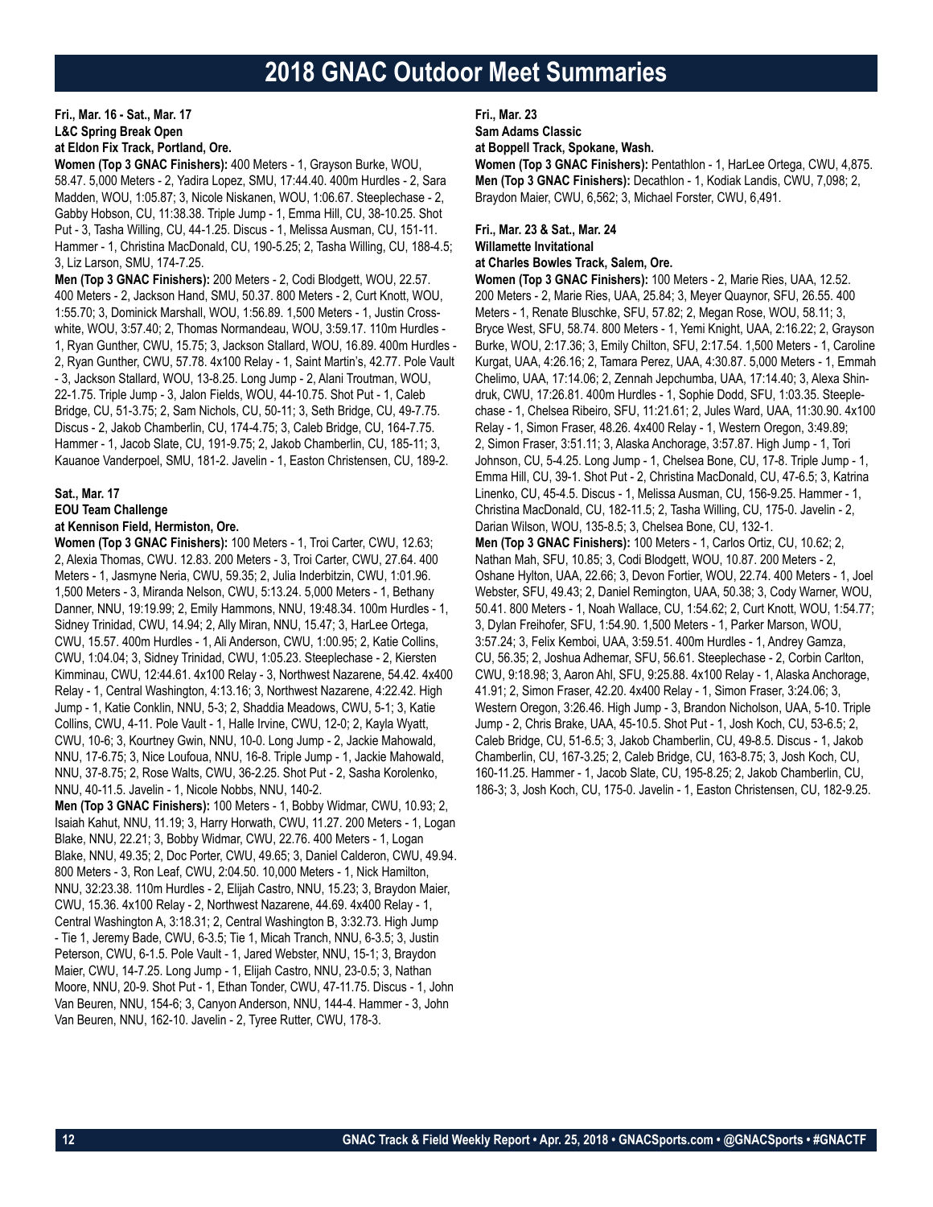# 2018 GNAC Outdoor Meet Summaries

**Fri., Mar. 16 - Sat., Mar. 17**
**L&C Spring Break Open**
**at Eldon Fix Track, Portland, Ore.**

**Women (Top 3 GNAC Finishers):** 400 Meters - 1, Grayson Burke, WOU, 58.47. 5,000 Meters - 2, Yadira Lopez, SMU, 17:44.40. 400m Hurdles - 2, Sara Madden, WOU, 1:05.87; 3, Nicole Niskanen, WOU, 1:06.67. Steeplechase - 2, Gabby Hobson, CU, 11:38.38. Triple Jump - 1, Emma Hill, CU, 38-10.25. Shot Put - 3, Tasha Willing, CU, 44-1.25. Discus - 1, Melissa Ausman, CU, 151-11. Hammer - 1, Christina MacDonald, CU, 190-5.25; 2, Tasha Willing, CU, 188-4.5; 3, Liz Larson, SMU, 174-7.25.

**Men (Top 3 GNAC Finishers):** 200 Meters - 2, Codi Blodgett, WOU, 22.57. 400 Meters - 2, Jackson Hand, SMU, 50.37. 800 Meters - 2, Curt Knott, WOU, 1:55.70; 3, Dominick Marshall, WOU, 1:56.89. 1,500 Meters - 1, Justin Crosswhite, WOU, 3:57.40; 2, Thomas Normandeau, WOU, 3:59.17. 110m Hurdles - 1, Ryan Gunther, CWU, 15.75; 3, Jackson Stallard, WOU, 16.89. 400m Hurdles - 2, Ryan Gunther, CWU, 57.78. 4x100 Relay - 1, Saint Martin's, 42.77. Pole Vault - 3, Jackson Stallard, WOU, 13-8.25. Long Jump - 2, Alani Troutman, WOU, 22-1.75. Triple Jump - 3, Jalon Fields, WOU, 44-10.75. Shot Put - 1, Caleb Bridge, CU, 51-3.75; 2, Sam Nichols, CU, 50-11; 3, Seth Bridge, CU, 49-7.75. Discus - 2, Jakob Chamberlin, CU, 174-4.75; 3, Caleb Bridge, CU, 164-7.75. Hammer - 1, Jacob Slate, CU, 191-9.75; 2, Jakob Chamberlin, CU, 185-11; 3, Kauanoe Vanderpoel, SMU, 181-2. Javelin - 1, Easton Christensen, CU, 189-2.

**Sat., Mar. 17**
**EOU Team Challenge**
**at Kennison Field, Hermiston, Ore.**

**Women (Top 3 GNAC Finishers):** 100 Meters - 1, Troi Carter, CWU, 12.63; 2, Alexia Thomas, CWU. 12.83. 200 Meters - 3, Troi Carter, CWU, 27.64. 400 Meters - 1, Jasmyne Neria, CWU, 59.35; 2, Julia Inderbitzin, CWU, 1:01.96. 1,500 Meters - 3, Miranda Nelson, CWU, 5:13.24. 5,000 Meters - 1, Bethany Danner, NNU, 19:19.99; 2, Emily Hammons, NNU, 19:48.34. 100m Hurdles - 1, Sidney Trinidad, CWU, 14.94; 2, Ally Miran, NNU, 15.47; 3, HarLee Ortega, CWU, 15.57. 400m Hurdles - 1, Ali Anderson, CWU, 1:00.95; 2, Katie Collins, CWU, 1:04.04; 3, Sidney Trinidad, CWU, 1:05.23. Steeplechase - 2, Kiersten Kimminau, CWU, 12:44.61. 4x100 Relay - 3, Northwest Nazarene, 54.42. 4x400 Relay - 1, Central Washington, 4:13.16; 3, Northwest Nazarene, 4:22.42. High Jump - 1, Katie Conklin, NNU, 5-3; 2, Shaddia Meadows, CWU, 5-1; 3, Katie Collins, CWU, 4-11. Pole Vault - 1, Halle Irvine, CWU, 12-0; 2, Kayla Wyatt, CWU, 10-6; 3, Kourtney Gwin, NNU, 10-0. Long Jump - 2, Jackie Mahowald, NNU, 17-6.75; 3, Nice Loufoua, NNU, 16-8. Triple Jump - 1, Jackie Mahowald, NNU, 37-8.75; 2, Rose Walts, CWU, 36-2.25. Shot Put - 2, Sasha Korolenko, NNU, 40-11.5. Javelin - 1, Nicole Nobbs, NNU, 140-2.

**Men (Top 3 GNAC Finishers):** 100 Meters - 1, Bobby Widmar, CWU, 10.93; 2, Isaiah Kahut, NNU, 11.19; 3, Harry Horwath, CWU, 11.27. 200 Meters - 1, Logan Blake, NNU, 22.21; 3, Bobby Widmar, CWU, 22.76. 400 Meters - 1, Logan Blake, NNU, 49.35; 2, Doc Porter, CWU, 49.65; 3, Daniel Calderon, CWU, 49.94. 800 Meters - 3, Ron Leaf, CWU, 2:04.50. 10,000 Meters - 1, Nick Hamilton, NNU, 32:23.38. 110m Hurdles - 2, Elijah Castro, NNU, 15.23; 3, Braydon Maier, CWU, 15.36. 4x100 Relay - 2, Northwest Nazarene, 44.69. 4x400 Relay - 1, Central Washington A, 3:18.31; 2, Central Washington B, 3:32.73. High Jump - Tie 1, Jeremy Bade, CWU, 6-3.5; Tie 1, Micah Tranch, NNU, 6-3.5; 3, Justin Peterson, CWU, 6-1.5. Pole Vault - 1, Jared Webster, NNU, 15-1; 3, Braydon Maier, CWU, 14-7.25. Long Jump - 1, Elijah Castro, NNU, 23-0.5; 3, Nathan Moore, NNU, 20-9. Shot Put - 1, Ethan Tonder, CWU, 47-11.75. Discus - 1, John Van Beuren, NNU, 154-6; 3, Canyon Anderson, NNU, 144-4. Hammer - 3, John Van Beuren, NNU, 162-10. Javelin - 2, Tyree Rutter, CWU, 178-3.

**Fri., Mar. 23**
**Sam Adams Classic**
**at Boppell Track, Spokane, Wash.**

**Women (Top 3 GNAC Finishers):** Pentathlon - 1, HarLee Ortega, CWU, 4,875.

**Men (Top 3 GNAC Finishers):** Decathlon - 1, Kodiak Landis, CWU, 7,098; 2, Braydon Maier, CWU, 6,562; 3, Michael Forster, CWU, 6,491.

**Fri., Mar. 23 & Sat., Mar. 24**
**Willamette Invitational**
**at Charles Bowles Track, Salem, Ore.**

**Women (Top 3 GNAC Finishers):** 100 Meters - 2, Marie Ries, UAA, 12.52. 200 Meters - 2, Marie Ries, UAA, 25.84; 3, Meyer Quaynor, SFU, 26.55. 400 Meters - 1, Renate Bluschke, SFU, 57.82; 2, Megan Rose, WOU, 58.11; 3, Bryce West, SFU, 58.74. 800 Meters - 1, Yemi Knight, UAA, 2:16.22; 2, Grayson Burke, WOU, 2:17.36; 3, Emily Chilton, SFU, 2:17.54. 1,500 Meters - 1, Caroline Kurgat, UAA, 4:26.16; 2, Tamara Perez, UAA, 4:30.87. 5,000 Meters - 1, Emmah Chelimo, UAA, 17:14.06; 2, Zennah Jepchumba, UAA, 17:14.40; 3, Alexa Shindruk, CWU, 17:26.81. 400m Hurdles - 1, Sophie Dodd, SFU, 1:03.35. Steeplechase - 1, Chelsea Ribeiro, SFU, 11:21.61; 2, Jules Ward, UAA, 11:30.90. 4x100 Relay - 1, Simon Fraser, 48.26. 4x400 Relay - 1, Western Oregon, 3:49.89; 2, Simon Fraser, 3:51.11; 3, Alaska Anchorage, 3:57.87. High Jump - 1, Tori Johnson, CU, 5-4.25. Long Jump - 1, Chelsea Bone, CU, 17-8. Triple Jump - 1, Emma Hill, CU, 39-1. Shot Put - 2, Christina MacDonald, CU, 47-6.5; 3, Katrina Linenko, CU, 45-4.5. Discus - 1, Melissa Ausman, CU, 156-9.25. Hammer - 1, Christina MacDonald, CU, 182-11.5; 2, Tasha Willing, CU, 175-0. Javelin - 2, Darian Wilson, WOU, 135-8.5; 3, Chelsea Bone, CU, 132-1.

**Men (Top 3 GNAC Finishers):** 100 Meters - 1, Carlos Ortiz, CU, 10.62; 2, Nathan Mah, SFU, 10.85; 3, Codi Blodgett, WOU, 10.87. 200 Meters - 2, Oshane Hylton, UAA, 22.66; 3, Devon Fortier, WOU, 22.74. 400 Meters - 1, Joel Webster, SFU, 49.43; 2, Daniel Remington, UAA, 50.38; 3, Cody Warner, WOU, 50.41. 800 Meters - 1, Noah Wallace, CU, 1:54.62; 2, Curt Knott, WOU, 1:54.77; 3, Dylan Freihofer, SFU, 1:54.90. 1,500 Meters - 1, Parker Marson, WOU, 3:57.24; 3, Felix Kemboi, UAA, 3:59.51. 400m Hurdles - 1, Andrey Gamza, CU, 56.35; 2, Joshua Adhemar, SFU, 56.61. Steeplechase - 2, Corbin Carlton, CWU, 9:18.98; 3, Aaron Ahl, SFU, 9:25.88. 4x100 Relay - 1, Alaska Anchorage, 41.91; 2, Simon Fraser, 42.20. 4x400 Relay - 1, Simon Fraser, 3:24.06; 3, Western Oregon, 3:26.46. High Jump - 3, Brandon Nicholson, UAA, 5-10. Triple Jump - 2, Chris Brake, UAA, 45-10.5. Shot Put - 1, Josh Koch, CU, 53-6.5; 2, Caleb Bridge, CU, 51-6.5; 3, Jakob Chamberlin, CU, 49-8.5. Discus - 1, Jakob Chamberlin, CU, 167-3.25; 2, Caleb Bridge, CU, 163-8.75; 3, Josh Koch, CU, 160-11.25. Hammer - 1, Jacob Slate, CU, 195-8.25; 2, Jakob Chamberlin, CU, 186-3; 3, Josh Koch, CU, 175-0. Javelin - 1, Easton Christensen, CU, 182-9.25.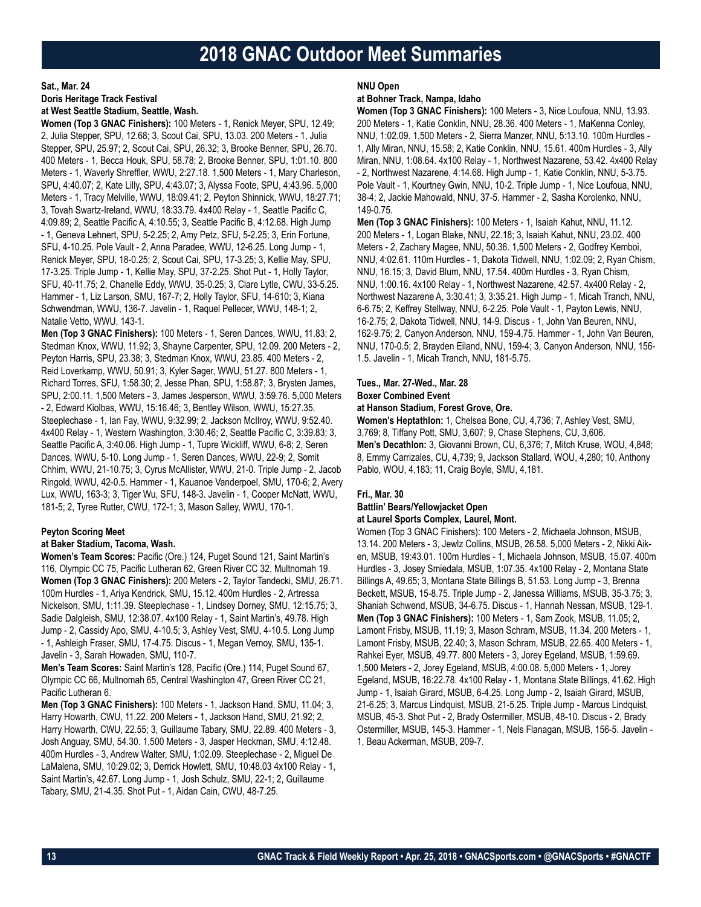# 2018 GNAC Outdoor Meet Summaries

**Sat., Mar. 24**
**Doris Heritage Track Festival**
**at West Seattle Stadium, Seattle, Wash.**

**Women (Top 3 GNAC Finishers):** 100 Meters - 1, Renick Meyer, SPU, 12.49; 2, Julia Stepper, SPU, 12.68; 3, Scout Cai, SPU, 13.03. 200 Meters - 1, Julia Stepper, SPU, 25.97; 2, Scout Cai, SPU, 26.32; 3, Brooke Benner, SPU, 26.70. 400 Meters - 1, Becca Houk, SPU, 58.78; 2, Brooke Benner, SPU, 1:01.10. 800 Meters - 1, Waverly Shreffler, WWU, 2:27.18. 1,500 Meters - 1, Mary Charleson, SPU, 4:40.07; 2, Kate Lilly, SPU, 4:43.07; 3, Alyssa Foote, SPU, 4:43.96. 5,000 Meters - 1, Tracy Melville, WWU, 18:09.41; 2, Peyton Shinnick, WWU, 18:27.71; 3, Tovah Swartz-Ireland, WWU, 18:33.79. 4x400 Relay - 1, Seattle Pacific C, 4:09.89; 2, Seattle Pacific A, 4:10.55; 3, Seattle Pacific B, 4:12.68. High Jump - 1, Geneva Lehnert, SPU, 5-2.25; 2, Amy Petz, SFU, 5-2.25; 3, Erin Fortune, SFU, 4-10.25. Pole Vault - 2, Anna Paradee, WWU, 12-6.25. Long Jump - 1, Renick Meyer, SPU, 18-0.25; 2, Scout Cai, SPU, 17-3.25; 3, Kellie May, SPU, 17-3.25. Triple Jump - 1, Kellie May, SPU, 37-2.25. Shot Put - 1, Holly Taylor, SFU, 40-11.75; 2, Chanelle Eddy, WWU, 35-0.25; 3, Clare Lytle, CWU, 33-5.25. Hammer - 1, Liz Larson, SMU, 167-7; 2, Holly Taylor, SFU, 14-610; 3, Kiana Schwendman, WWU, 136-7. Javelin - 1, Raquel Pellecer, WWU, 148-1; 2, Natalie Vetto, WWU, 143-1.

**Men (Top 3 GNAC Finishers):** 100 Meters - 1, Seren Dances, WWU, 11.83; 2, Stedman Knox, WWU, 11.92; 3, Shayne Carpenter, SPU, 12.09. 200 Meters - 2, Peyton Harris, SPU, 23.38; 3, Stedman Knox, WWU, 23.85. 400 Meters - 2, Reid Loverkamp, WWU, 50.91; 3, Kyler Sager, WWU, 51.27. 800 Meters - 1, Richard Torres, SFU, 1:58.30; 2, Jesse Phan, SPU, 1:58.87; 3, Brysten James, SPU, 2:00.11. 1,500 Meters - 3, James Jesperson, WWU, 3:59.76. 5,000 Meters - 2, Edward Kiolbas, WWU, 15:16.46; 3, Bentley Wilson, WWU, 15:27.35. Steeplechase - 1, Ian Fay, WWU, 9:32.99; 2, Jackson McIlroy, WWU, 9:52.40. 4x400 Relay - 1, Western Washington, 3:30.46; 2, Seattle Pacific C, 3:39.83; 3, Seattle Pacific A, 3:40.06. High Jump - 1, Tupre Wickliff, WWU, 6-8; 2, Seren Dances, WWU, 5-10. Long Jump - 1, Seren Dances, WWU, 22-9; 2, Somit Chhim, WWU, 21-10.75; 3, Cyrus McAllister, WWU, 21-0. Triple Jump - 2, Jacob Ringold, WWU, 42-0.5. Hammer - 1, Kauanoe Vanderpoel, SMU, 170-6; 2, Avery Lux, WWU, 163-3; 3, Tiger Wu, SFU, 148-3. Javelin - 1, Cooper McNatt, WWU, 181-5; 2, Tyree Rutter, CWU, 172-1; 3, Mason Salley, WWU, 170-1.

**Peyton Scoring Meet**
**at Baker Stadium, Tacoma, Wash.**

**Women's Team Scores:** Pacific (Ore.) 124, Puget Sound 121, Saint Martin's 116, Olympic CC 75, Pacific Lutheran 62, Green River CC 32, Multnomah 19.

**Women (Top 3 GNAC Finishers):** 200 Meters - 2, Taylor Tandecki, SMU, 26.71. 100m Hurdles - 1, Ariya Kendrick, SMU, 15.12. 400m Hurdles - 2, Artressa Nickelson, SMU, 1:11.39. Steeplechase - 1, Lindsey Dorney, SMU, 12:15.75; 3, Sadie Dalgleish, SMU, 12:38.07. 4x100 Relay - 1, Saint Martin's, 49.78. High Jump - 2, Cassidy Apo, SMU, 4-10.5; 3, Ashley Vest, SMU, 4-10.5. Long Jump - 1, Ashleigh Fraser, SMU, 17-4.75. Discus - 1, Megan Vernoy, SMU, 135-1. Javelin - 3, Sarah Howaden, SMU, 110-7.

**Men's Team Scores:** Saint Martin's 128, Pacific (Ore.) 114, Puget Sound 67, Olympic CC 66, Multnomah 65, Central Washington 47, Green River CC 21, Pacific Lutheran 6.

**Men (Top 3 GNAC Finishers):** 100 Meters - 1, Jackson Hand, SMU, 11.04; 3, Harry Howarth, CWU, 11.22. 200 Meters - 1, Jackson Hand, SMU, 21.92; 2, Harry Howarth, CWU, 22.55; 3, Guillaume Tabary, SMU, 22.89. 400 Meters - 3, Josh Anguay, SMU, 54.30. 1,500 Meters - 3, Jasper Heckman, SMU, 4:12.48. 400m Hurdles - 3, Andrew Walter, SMU, 1:02.09. Steeplechase - 2, Miguel De LaMalena, SMU, 10:29.02; 3, Derrick Howlett, SMU, 10:48.03 4x100 Relay - 1, Saint Martin's, 42.67. Long Jump - 1, Josh Schulz, SMU, 22-1; 2, Guillaume Tabary, SMU, 21-4.35. Shot Put - 1, Aidan Cain, CWU, 48-7.25.

**NNU Open**
**at Bohner Track, Nampa, Idaho**

**Women (Top 3 GNAC Finishers):** 100 Meters - 3, Nice Loufoua, NNU, 13.93. 200 Meters - 1, Katie Conklin, NNU, 28.36. 400 Meters - 1, MaKenna Conley, NNU, 1:02.09. 1,500 Meters - 2, Sierra Manzer, NNU, 5:13.10. 100m Hurdles - 1, Ally Miran, NNU, 15.58; 2, Katie Conklin, NNU, 15.61. 400m Hurdles - 3, Ally Miran, NNU, 1:08.64. 4x100 Relay - 1, Northwest Nazarene, 53.42. 4x400 Relay - 2, Northwest Nazarene, 4:14.68. High Jump - 1, Katie Conklin, NNU, 5-3.75. Pole Vault - 1, Kourtney Gwin, NNU, 10-2. Triple Jump - 1, Nice Loufoua, NNU, 38-4; 2, Jackie Mahowald, NNU, 37-5. Hammer - 2, Sasha Korolenko, NNU, 149-0.75.

**Men (Top 3 GNAC Finishers):** 100 Meters - 1, Isaiah Kahut, NNU, 11.12. 200 Meters - 1, Logan Blake, NNU, 22.18; 3, Isaiah Kahut, NNU, 23.02. 400 Meters - 2, Zachary Magee, NNU, 50.36. 1,500 Meters - 2, Godfrey Kemboi, NNU, 4:02.61. 110m Hurdles - 1, Dakota Tidwell, NNU, 1:02.09; 2, Ryan Chism, NNU, 16.15; 3, David Blum, NNU, 17.54. 400m Hurdles - 3, Ryan Chism, NNU, 1:00.16. 4x100 Relay - 1, Northwest Nazarene, 42.57. 4x400 Relay - 2, Northwest Nazarene A, 3:30.41; 3, 3:35.21. High Jump - 1, Micah Tranch, NNU, 6-6.75; 2, Keffrey Stellway, NNU, 6-2.25. Pole Vault - 1, Payton Lewis, NNU, 16-2.75; 2, Dakota Tidwell, NNU, 14-9. Discus - 1, John Van Beuren, NNU, 162-9.75; 2, Canyon Anderson, NNU, 159-4.75. Hammer - 1, John Van Beuren, NNU, 170-0.5; 2, Brayden Eiland, NNU, 159-4; 3, Canyon Anderson, NNU, 156-1.5. Javelin - 1, Micah Tranch, NNU, 181-5.75.

**Tues., Mar. 27-Wed., Mar. 28**
**Boxer Combined Event**
**at Hanson Stadium, Forest Grove, Ore.**

**Women's Heptathlon:** 1, Chelsea Bone, CU, 4,736; 7, Ashley Vest, SMU, 3,769; 8, Tiffany Pott, SMU, 3,607; 9, Chase Stephens, CU, 3,606.

**Men's Decathlon:** 3, Giovanni Brown, CU, 6,376; 7, Mitch Kruse, WOU, 4,848; 8, Emmy Carrizales, CU, 4,739; 9, Jackson Stallard, WOU, 4,280; 10, Anthony Pablo, WOU, 4,183; 11, Craig Boyle, SMU, 4,181.

**Fri., Mar. 30**
**Battlin' Bears/Yellowjacket Open**
**at Laurel Sports Complex, Laurel, Mont.**

Women (Top 3 GNAC Finishers): 100 Meters - 2, Michaela Johnson, MSUB, 13.14. 200 Meters - 3, Jewlz Collins, MSUB, 26.58. 5,000 Meters - 2, Nikki Aiken, MSUB, 19:43.01. 100m Hurdles - 1, Michaela Johnson, MSUB, 15.07. 400m Hurdles - 3, Josey Smiedala, MSUB, 1:07.35. 4x100 Relay - 2, Montana State Billings A, 49.65; 3, Montana State Billings B, 51.53. Long Jump - 3, Brenna Beckett, MSUB, 15-8.75. Triple Jump - 2, Janessa Williams, MSUB, 35-3.75; 3, Shaniah Schwend, MSUB, 34-6.75. Discus - 1, Hannah Nessan, MSUB, 129-1.

**Men (Top 3 GNAC Finishers):** 100 Meters - 1, Sam Zook, MSUB, 11.05; 2, Lamont Frisby, MSUB, 11.19; 3, Mason Schram, MSUB, 11.34. 200 Meters - 1, Lamont Frisby, MSUB, 22.40; 3, Mason Schram, MSUB, 22.65. 400 Meters - 1, Rahkei Eyer, MSUB, 49.77. 800 Meters - 3, Jorey Egeland, MSUB, 1:59.69. 1,500 Meters - 2, Jorey Egeland, MSUB, 4:00.08. 5,000 Meters - 1, Jorey Egeland, MSUB, 16:22.78. 4x100 Relay - 1, Montana State Billings, 41.62. High Jump - 1, Isaiah Girard, MSUB, 6-4.25. Long Jump - 2, Isaiah Girard, MSUB, 21-6.25; 3, Marcus Lindquist, MSUB, 21-5.25. Triple Jump - Marcus Lindquist, MSUB, 45-3. Shot Put - 2, Brady Ostermiller, MSUB, 48-10. Discus - 2, Brady Ostermiller, MSUB, 145-3. Hammer - 1, Nels Flanagan, MSUB, 156-5. Javelin - 1, Beau Ackerman, MSUB, 209-7.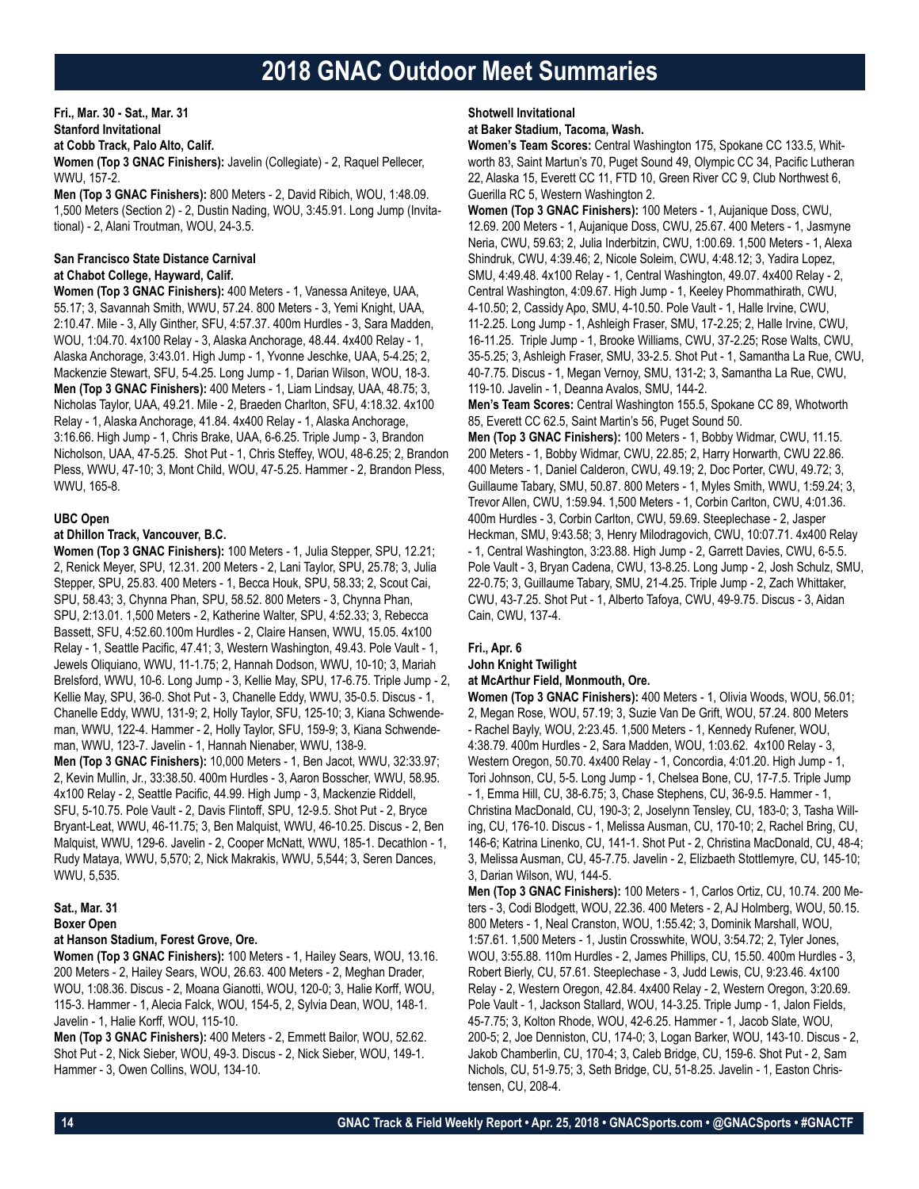# 2018 GNAC Outdoor Meet Summaries

**Fri., Mar. 30 - Sat., Mar. 31**
**Stanford Invitational**
**at Cobb Track, Palo Alto, Calif.**
**Women (Top 3 GNAC Finishers):** Javelin (Collegiate) - 2, Raquel Pellecer, WWU, 157-2.
**Men (Top 3 GNAC Finishers):** 800 Meters - 2, David Ribich, WOU, 1:48.09. 1,500 Meters (Section 2) - 2, Dustin Nading, WOU, 3:45.91. Long Jump (Invitational) - 2, Alani Troutman, WOU, 24-3.5.

**San Francisco State Distance Carnival**
**at Chabot College, Hayward, Calif.**
**Women (Top 3 GNAC Finishers):** 400 Meters - 1, Vanessa Aniteye, UAA, 55.17; 3, Savannah Smith, WWU, 57.24. 800 Meters - 3, Yemi Knight, UAA, 2:10.47. Mile - 3, Ally Ginther, SFU, 4:57.37. 400m Hurdles - 3, Sara Madden, WOU, 1:04.70. 4x100 Relay - 3, Alaska Anchorage, 48.44. 4x400 Relay - 1, Alaska Anchorage, 3:43.01. High Jump - 1, Yvonne Jeschke, UAA, 5-4.25; 2, Mackenzie Stewart, SFU, 5-4.25. Long Jump - 1, Darian Wilson, WOU, 18-3.
**Men (Top 3 GNAC Finishers):** 400 Meters - 1, Liam Lindsay, UAA, 48.75; 3, Nicholas Taylor, UAA, 49.21. Mile - 2, Braeden Charlton, SFU, 4:18.32. 4x100 Relay - 1, Alaska Anchorage, 41.84. 4x400 Relay - 1, Alaska Anchorage, 3:16.66. High Jump - 1, Chris Brake, UAA, 6-6.25. Triple Jump - 3, Brandon Nicholson, UAA, 47-5.25. Shot Put - 1, Chris Steffey, WOU, 48-6.25; 2, Brandon Pless, WWU, 47-10; 3, Mont Child, WOU, 47-5.25. Hammer - 2, Brandon Pless, WWU, 165-8.

**UBC Open**
**at Dhillon Track, Vancouver, B.C.**
**Women (Top 3 GNAC Finishers):** 100 Meters - 1, Julia Stepper, SPU, 12.21; 2, Renick Meyer, SPU, 12.31. 200 Meters - 2, Lani Taylor, SPU, 25.78; 3, Julia Stepper, SPU, 25.83. 400 Meters - 1, Becca Houk, SPU, 58.33; 2, Scout Cai, SPU, 58.43; 3, Chynna Phan, SPU, 58.52. 800 Meters - 3, Chynna Phan, SPU, 2:13.01. 1,500 Meters - 2, Katherine Walter, SPU, 4:52.33; 3, Rebecca Bassett, SFU, 4:52.60.100m Hurdles - 2, Claire Hansen, WWU, 15.05. 4x100 Relay - 1, Seattle Pacific, 47.41; 3, Western Washington, 49.43. Pole Vault - 1, Jewels Oliquiano, WWU, 11-1.75; 2, Hannah Dodson, WWU, 10-10; 3, Mariah Brelsford, WWU, 10-6. Long Jump - 3, Kellie May, SPU, 17-6.75. Triple Jump - 2, Kellie May, SPU, 36-0. Shot Put - 3, Chanelle Eddy, WWU, 35-0.5. Discus - 1, Chanelle Eddy, WWU, 131-9; 2, Holly Taylor, SFU, 125-10; 3, Kiana Schwendeman, WWU, 122-4. Hammer - 2, Holly Taylor, SFU, 159-9; 3, Kiana Schwendeman, WWU, 123-7. Javelin - 1, Hannah Nienaber, WWU, 138-9.
**Men (Top 3 GNAC Finishers):** 10,000 Meters - 1, Ben Jacot, WWU, 32:33.97; 2, Kevin Mullin, Jr., 33:38.50. 400m Hurdles - 3, Aaron Bosscher, WWU, 58.95. 4x100 Relay - 2, Seattle Pacific, 44.99. High Jump - 3, Mackenzie Riddell, SFU, 5-10.75. Pole Vault - 2, Davis Flintoff, SPU, 12-9.5. Shot Put - 2, Bryce Bryant-Leat, WWU, 46-11.75; 3, Ben Malquist, WWU, 46-10.25. Discus - 2, Ben Malquist, WWU, 129-6. Javelin - 2, Cooper McNatt, WWU, 185-1. Decathlon - 1, Rudy Mataya, WWU, 5,570; 2, Nick Makrakis, WWU, 5,544; 3, Seren Dances, WWU, 5,535.

**Sat., Mar. 31**
**Boxer Open**
**at Hanson Stadium, Forest Grove, Ore.**
**Women (Top 3 GNAC Finishers):** 100 Meters - 1, Hailey Sears, WOU, 13.16. 200 Meters - 2, Hailey Sears, WOU, 26.63. 400 Meters - 2, Meghan Drader, WOU, 1:08.36. Discus - 2, Moana Gianotti, WOU, 120-0; 3, Halie Korff, WOU, 115-3. Hammer - 1, Alecia Falck, WOU, 154-5, 2, Sylvia Dean, WOU, 148-1. Javelin - 1, Halie Korff, WOU, 115-10.
**Men (Top 3 GNAC Finishers):** 400 Meters - 2, Emmett Bailor, WOU, 52.62. Shot Put - 2, Nick Sieber, WOU, 49-3. Discus - 2, Nick Sieber, WOU, 149-1. Hammer - 3, Owen Collins, WOU, 134-10.

**Shotwell Invitational**
**at Baker Stadium, Tacoma, Wash.**
**Women's Team Scores:** Central Washington 175, Spokane CC 133.5, Whitworth 83, Saint Martun's 70, Puget Sound 49, Olympic CC 34, Pacific Lutheran 22, Alaska 15, Everett CC 11, FTD 10, Green River CC 9, Club Northwest 6, Guerilla RC 5, Western Washington 2.
**Women (Top 3 GNAC Finishers):** 100 Meters - 1, Aujanique Doss, CWU, 12.69. 200 Meters - 1, Aujanique Doss, CWU, 25.67. 400 Meters - 1, Jasmyne Neria, CWU, 59.63; 2, Julia Inderbitzin, CWU, 1:00.69. 1,500 Meters - 1, Alexa Shindruk, CWU, 4:39.46; 2, Nicole Soleim, CWU, 4:48.12; 3, Yadira Lopez, SMU, 4:49.48. 4x100 Relay - 1, Central Washington, 49.07. 4x400 Relay - 2, Central Washington, 4:09.67. High Jump - 1, Keeley Phommathirath, CWU, 4-10.50; 2, Cassidy Apo, SMU, 4-10.50. Pole Vault - 1, Halle Irvine, CWU, 11-2.25. Long Jump - 1, Ashleigh Fraser, SMU, 17-2.25; 2, Halle Irvine, CWU, 16-11.25. Triple Jump - 1, Brooke Williams, CWU, 37-2.25; Rose Walts, CWU, 35-5.25; 3, Ashleigh Fraser, SMU, 33-2.5. Shot Put - 1, Samantha La Rue, CWU, 40-7.75. Discus - 1, Megan Vernoy, SMU, 131-2; 3, Samantha La Rue, CWU, 119-10. Javelin - 1, Deanna Avalos, SMU, 144-2.
**Men's Team Scores:** Central Washington 155.5, Spokane CC 89, Whotworth 85, Everett CC 62.5, Saint Martin's 56, Puget Sound 50.
**Men (Top 3 GNAC Finishers):** 100 Meters - 1, Bobby Widmar, CWU, 11.15. 200 Meters - 1, Bobby Widmar, CWU, 22.85; 2, Harry Horwarth, CWU 22.86. 400 Meters - 1, Daniel Calderon, CWU, 49.19; 2, Doc Porter, CWU, 49.72; 3, Guillaume Tabary, SMU, 50.87. 800 Meters - 1, Myles Smith, WWU, 1:59.24; 3, Trevor Allen, CWU, 1:59.94. 1,500 Meters - 1, Corbin Carlton, CWU, 4:01.36. 400m Hurdles - 3, Corbin Carlton, CWU, 59.69. Steeplechase - 2, Jasper Heckman, SMU, 9:43.58; 3, Henry Milodragovich, CWU, 10:07.71. 4x400 Relay - 1, Central Washington, 3:23.88. High Jump - 2, Garrett Davies, CWU, 6-5.5. Pole Vault - 3, Bryan Cadena, CWU, 13-8.25. Long Jump - 2, Josh Schulz, SMU, 22-0.75; 3, Guillaume Tabary, SMU, 21-4.25. Triple Jump - 2, Zach Whittaker, CWU, 43-7.25. Shot Put - 1, Alberto Tafoya, CWU, 49-9.75. Discus - 3, Aidan Cain, CWU, 137-4.

**Fri., Apr. 6**
**John Knight Twilight**
**at McArthur Field, Monmouth, Ore.**
**Women (Top 3 GNAC Finishers):** 400 Meters - 1, Olivia Woods, WOU, 56.01; 2, Megan Rose, WOU, 57.19; 3, Suzie Van De Grift, WOU, 57.24. 800 Meters - Rachel Bayly, WOU, 2:23.45. 1,500 Meters - 1, Kennedy Rufener, WOU, 4:38.79. 400m Hurdles - 2, Sara Madden, WOU, 1:03.62. 4x100 Relay - 3, Western Oregon, 50.70. 4x400 Relay - 1, Concordia, 4:01.20. High Jump - 1, Tori Johnson, CU, 5-5. Long Jump - 1, Chelsea Bone, CU, 17-7.5. Triple Jump - 1, Emma Hill, CU, 38-6.75; 3, Chase Stephens, CU, 36-9.5. Hammer - 1, Christina MacDonald, CU, 190-3; 2, Joselynn Tensley, CU, 183-0; 3, Tasha Willing, CU, 176-10. Discus - 1, Melissa Ausman, CU, 170-10; 2, Rachel Bring, CU, 146-6; Katrina Linenko, CU, 141-1. Shot Put - 2, Christina MacDonald, CU, 48-4; 3, Melissa Ausman, CU, 45-7.75. Javelin - 2, Elizbaeth Stottlemyre, CU, 145-10; 3, Darian Wilson, WU, 144-5.
**Men (Top 3 GNAC Finishers):** 100 Meters - 1, Carlos Ortiz, CU, 10.74. 200 Meters - 3, Codi Blodgett, WOU, 22.36. 400 Meters - 2, AJ Holmberg, WOU, 50.15. 800 Meters - 1, Neal Cranston, WOU, 1:55.42; 3, Dominik Marshall, WOU, 1:57.61. 1,500 Meters - 1, Justin Crosswhite, WOU, 3:54.72; 2, Tyler Jones, WOU, 3:55.88. 110m Hurdles - 2, James Phillips, CU, 15.50. 400m Hurdles - 3, Robert Bierly, CU, 57.61. Steeplechase - 3, Judd Lewis, CU, 9:23.46. 4x100 Relay - 2, Western Oregon, 42.84. 4x400 Relay - 2, Western Oregon, 3:20.69. Pole Vault - 1, Jackson Stallard, WOU, 14-3.25. Triple Jump - 1, Jalon Fields, 45-7.75; 3, Kolton Rhode, WOU, 42-6.25. Hammer - 1, Jacob Slate, WOU, 200-5; 2, Joe Denniston, CU, 174-0; 3, Logan Barker, WOU, 143-10. Discus - 2, Jakob Chamberlin, CU, 170-4; 3, Caleb Bridge, CU, 159-6. Shot Put - 2, Sam Nichols, CU, 51-9.75; 3, Seth Bridge, CU, 51-8.25. Javelin - 1, Easton Christensen, CU, 208-4.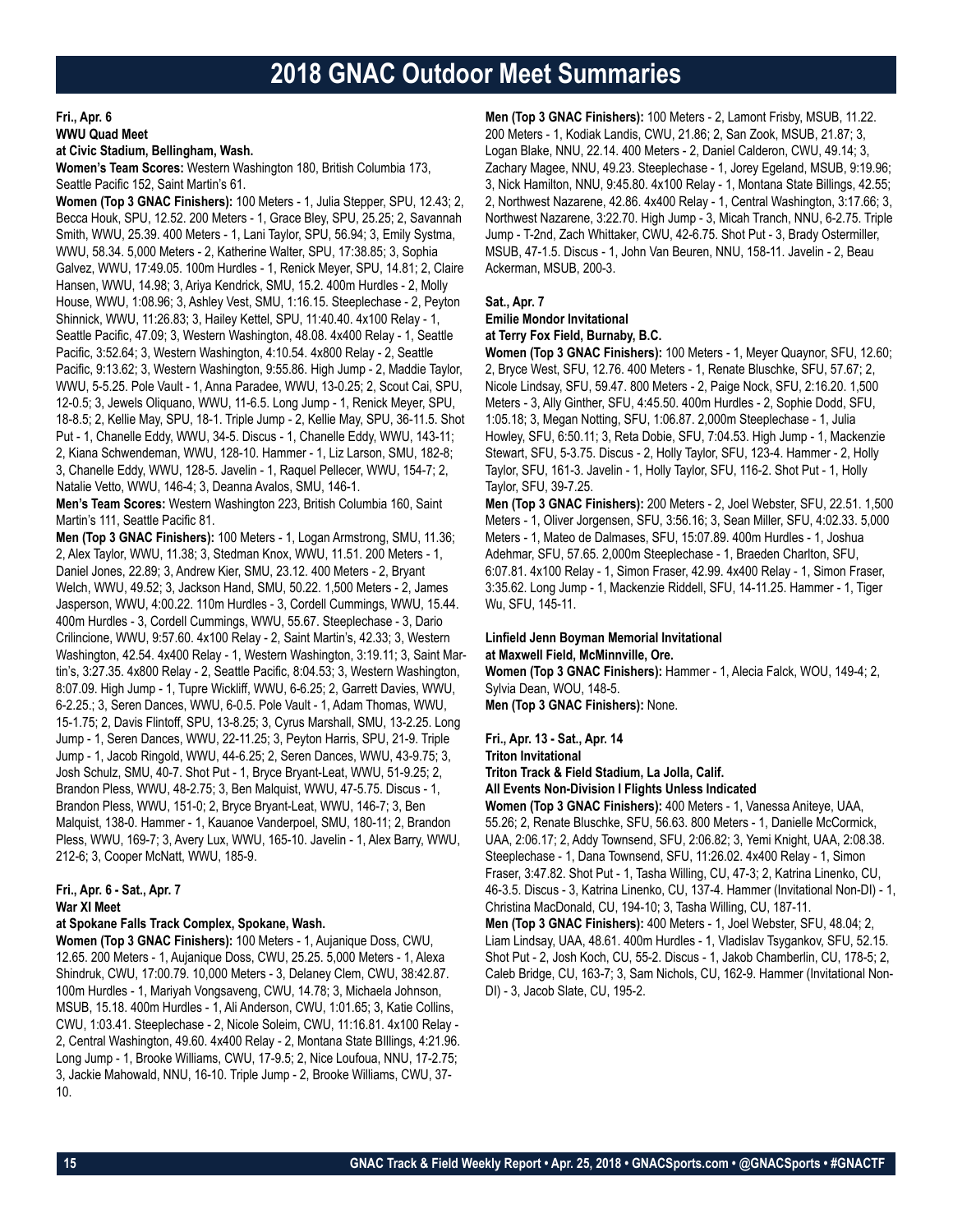# 2018 GNAC Outdoor Meet Summaries

**Fri., Apr. 6**
**WWU Quad Meet**
**at Civic Stadium, Bellingham, Wash.**

**Women's Team Scores:** Western Washington 180, British Columbia 173, Seattle Pacific 152, Saint Martin's 61.

**Women (Top 3 GNAC Finishers):** 100 Meters - 1, Julia Stepper, SPU, 12.43; 2, Becca Houk, SPU, 12.52. 200 Meters - 1, Grace Bley, SPU, 25.25; 2, Savannah Smith, WWU, 25.39. 400 Meters - 1, Lani Taylor, SPU, 56.94; 3, Emily Systma, WWU, 58.34. 5,000 Meters - 2, Katherine Walter, SPU, 17:38.85; 3, Sophia Galvez, WWU, 17:49.05. 100m Hurdles - 1, Renick Meyer, SPU, 14.81; 2, Claire Hansen, WWU, 14.98; 3, Ariya Kendrick, SMU, 15.2. 400m Hurdles - 2, Molly House, WWU, 1:08.96; 3, Ashley Vest, SMU, 1:16.15. Steeplechase - 2, Peyton Shinnick, WWU, 11:26.83; 3, Hailey Kettel, SPU, 11:40.40. 4x100 Relay - 1, Seattle Pacific, 47.09; 3, Western Washington, 48.08. 4x400 Relay - 1, Seattle Pacific, 3:52.64; 3, Western Washington, 4:10.54. 4x800 Relay - 2, Seattle Pacific, 9:13.62; 3, Western Washington, 9:55.86. High Jump - 2, Maddie Taylor, WWU, 5-5.25. Pole Vault - 1, Anna Paradee, WWU, 13-0.25; 2, Scout Cai, SPU, 12-0.5; 3, Jewels Oliquano, WWU, 11-6.5. Long Jump - 1, Renick Meyer, SPU, 18-8.5; 2, Kellie May, SPU, 18-1. Triple Jump - 2, Kellie May, SPU, 36-11.5. Shot Put - 1, Chanelle Eddy, WWU, 34-5. Discus - 1, Chanelle Eddy, WWU, 143-11; 2, Kiana Schwendeman, WWU, 128-10. Hammer - 1, Liz Larson, SMU, 182-8; 3, Chanelle Eddy, WWU, 128-5. Javelin - 1, Raquel Pellecer, WWU, 154-7; 2, Natalie Vetto, WWU, 146-4; 3, Deanna Avalos, SMU, 146-1.

**Men's Team Scores:** Western Washington 223, British Columbia 160, Saint Martin's 111, Seattle Pacific 81.

**Men (Top 3 GNAC Finishers):** 100 Meters - 1, Logan Armstrong, SMU, 11.36; 2, Alex Taylor, WWU, 11.38; 3, Stedman Knox, WWU, 11.51. 200 Meters - 1, Daniel Jones, 22.89; 3, Andrew Kier, SMU, 23.12. 400 Meters - 2, Bryant Welch, WWU, 49.52; 3, Jackson Hand, SMU, 50.22. 1,500 Meters - 2, James Jasperson, WWU, 4:00.22. 110m Hurdles - 3, Cordell Cummings, WWU, 15.44. 400m Hurdles - 3, Cordell Cummings, WWU, 55.67. Steeplechase - 3, Dario Crilincione, WWU, 9:57.60. 4x100 Relay - 2, Saint Martin's, 42.33; 3, Western Washington, 42.54. 4x400 Relay - 1, Western Washington, 3:19.11; 3, Saint Martin's, 3:27.35. 4x800 Relay - 2, Seattle Pacific, 8:04.53; 3, Western Washington, 8:07.09. High Jump - 1, Tupre Wickliff, WWU, 6-6.25; 2, Garrett Davies, WWU, 6-2.25.; 3, Seren Dances, WWU, 6-0.5. Pole Vault - 1, Adam Thomas, WWU, 15-1.75; 2, Davis Flintoff, SPU, 13-8.25; 3, Cyrus Marshall, SMU, 13-2.25. Long Jump - 1, Seren Dances, WWU, 22-11.25; 3, Peyton Harris, SPU, 21-9. Triple Jump - 1, Jacob Ringold, WWU, 44-6.25; 2, Seren Dances, WWU, 43-9.75; 3, Josh Schulz, SMU, 40-7. Shot Put - 1, Bryce Bryant-Leat, WWU, 51-9.25; 2, Brandon Pless, WWU, 48-2.75; 3, Ben Malquist, WWU, 47-5.75. Discus - 1, Brandon Pless, WWU, 151-0; 2, Bryce Bryant-Leat, WWU, 146-7; 3, Ben Malquist, 138-0. Hammer - 1, Kauanoe Vanderpoel, SMU, 180-11; 2, Brandon Pless, WWU, 169-7; 3, Avery Lux, WWU, 165-10. Javelin - 1, Alex Barry, WWU, 212-6; 3, Cooper McNatt, WWU, 185-9.

**Fri., Apr. 6 - Sat., Apr. 7**
**War XI Meet**
**at Spokane Falls Track Complex, Spokane, Wash.**

**Women (Top 3 GNAC Finishers):** 100 Meters - 1, Aujanique Doss, CWU, 12.65. 200 Meters - 1, Aujanique Doss, CWU, 25.25. 5,000 Meters - 1, Alexa Shindruk, CWU, 17:00.79. 10,000 Meters - 3, Delaney Clem, CWU, 38:42.87. 100m Hurdles - 1, Mariyah Vongsaveng, CWU, 14.78; 3, Michaela Johnson, MSUB, 15.18. 400m Hurdles - 1, Ali Anderson, CWU, 1:01.65; 3, Katie Collins, CWU, 1:03.41. Steeplechase - 2, Nicole Soleim, CWU, 11:16.81. 4x100 Relay - 2, Central Washington, 49.60. 4x400 Relay - 2, Montana State BIllings, 4:21.96. Long Jump - 1, Brooke Williams, CWU, 17-9.5; 2, Nice Loufoua, NNU, 17-2.75; 3, Jackie Mahowald, NNU, 16-10. Triple Jump - 2, Brooke Williams, CWU, 37-10.

**Men (Top 3 GNAC Finishers):** 100 Meters - 2, Lamont Frisby, MSUB, 11.22. 200 Meters - 1, Kodiak Landis, CWU, 21.86; 2, San Zook, MSUB, 21.87; 3, Logan Blake, NNU, 22.14. 400 Meters - 2, Daniel Calderon, CWU, 49.14; 3, Zachary Magee, NNU, 49.23. Steeplechase - 1, Jorey Egeland, MSUB, 9:19.96; 3, Nick Hamilton, NNU, 9:45.80. 4x100 Relay - 1, Montana State Billings, 42.55; 2, Northwest Nazarene, 42.86. 4x400 Relay - 1, Central Washington, 3:17.66; 3, Northwest Nazarene, 3:22.70. High Jump - 3, Micah Tranch, NNU, 6-2.75. Triple Jump - T-2nd, Zach Whittaker, CWU, 42-6.75. Shot Put - 3, Brady Ostermiller, MSUB, 47-1.5. Discus - 1, John Van Beuren, NNU, 158-11. Javelin - 2, Beau Ackerman, MSUB, 200-3.

**Sat., Apr. 7**
**Emilie Mondor Invitational**
**at Terry Fox Field, Burnaby, B.C.**

**Women (Top 3 GNAC Finishers):** 100 Meters - 1, Meyer Quaynor, SFU, 12.60; 2, Bryce West, SFU, 12.76. 400 Meters - 1, Renate Bluschke, SFU, 57.67; 2, Nicole Lindsay, SFU, 59.47. 800 Meters - 2, Paige Nock, SFU, 2:16.20. 1,500 Meters - 3, Ally Ginther, SFU, 4:45.50. 400m Hurdles - 2, Sophie Dodd, SFU, 1:05.18; 3, Megan Notting, SFU, 1:06.87. 2,000m Steeplechase - 1, Julia Howley, SFU, 6:50.11; 3, Reta Dobie, SFU, 7:04.53. High Jump - 1, Mackenzie Stewart, SFU, 5-3.75. Discus - 2, Holly Taylor, SFU, 123-4. Hammer - 2, Holly Taylor, SFU, 161-3. Javelin - 1, Holly Taylor, SFU, 116-2. Shot Put - 1, Holly Taylor, SFU, 39-7.25.

**Men (Top 3 GNAC Finishers):** 200 Meters - 2, Joel Webster, SFU, 22.51. 1,500 Meters - 1, Oliver Jorgensen, SFU, 3:56.16; 3, Sean Miller, SFU, 4:02.33. 5,000 Meters - 1, Mateo de Dalmases, SFU, 15:07.89. 400m Hurdles - 1, Joshua Adehmar, SFU, 57.65. 2,000m Steeplechase - 1, Braeden Charlton, SFU, 6:07.81. 4x100 Relay - 1, Simon Fraser, 42.99. 4x400 Relay - 1, Simon Fraser, 3:35.62. Long Jump - 1, Mackenzie Riddell, SFU, 14-11.25. Hammer - 1, Tiger Wu, SFU, 145-11.

**Linfield Jenn Boyman Memorial Invitational**
**at Maxwell Field, McMinnville, Ore.**

**Women (Top 3 GNAC Finishers):** Hammer - 1, Alecia Falck, WOU, 149-4; 2, Sylvia Dean, WOU, 148-5.

**Men (Top 3 GNAC Finishers):** None.

**Fri., Apr. 13 - Sat., Apr. 14**
**Triton Invitational**
**Triton Track & Field Stadium, La Jolla, Calif.**
**All Events Non-Division I Flights Unless Indicated**

**Women (Top 3 GNAC Finishers):** 400 Meters - 1, Vanessa Aniteye, UAA, 55.26; 2, Renate Bluschke, SFU, 56.63. 800 Meters - 1, Danielle McCormick, UAA, 2:06.17; 2, Addy Townsend, SFU, 2:06.82; 3, Yemi Knight, UAA, 2:08.38. Steeplechase - 1, Dana Townsend, SFU, 11:26.02. 4x400 Relay - 1, Simon Fraser, 3:47.82. Shot Put - 1, Tasha Willing, CU, 47-3; 2, Katrina Linenko, CU, 46-3.5. Discus - 3, Katrina Linenko, CU, 137-4. Hammer (Invitational Non-DI) - 1, Christina MacDonald, CU, 194-10; 3, Tasha Willing, CU, 187-11.

**Men (Top 3 GNAC Finishers):** 400 Meters - 1, Joel Webster, SFU, 48.04; 2, Liam Lindsay, UAA, 48.61. 400m Hurdles - 1, Vladislav Tsygankov, SFU, 52.15. Shot Put - 2, Josh Koch, CU, 55-2. Discus - 1, Jakob Chamberlin, CU, 178-5; 2, Caleb Bridge, CU, 163-7; 3, Sam Nichols, CU, 162-9. Hammer (Invitational Non-DI) - 3, Jacob Slate, CU, 195-2.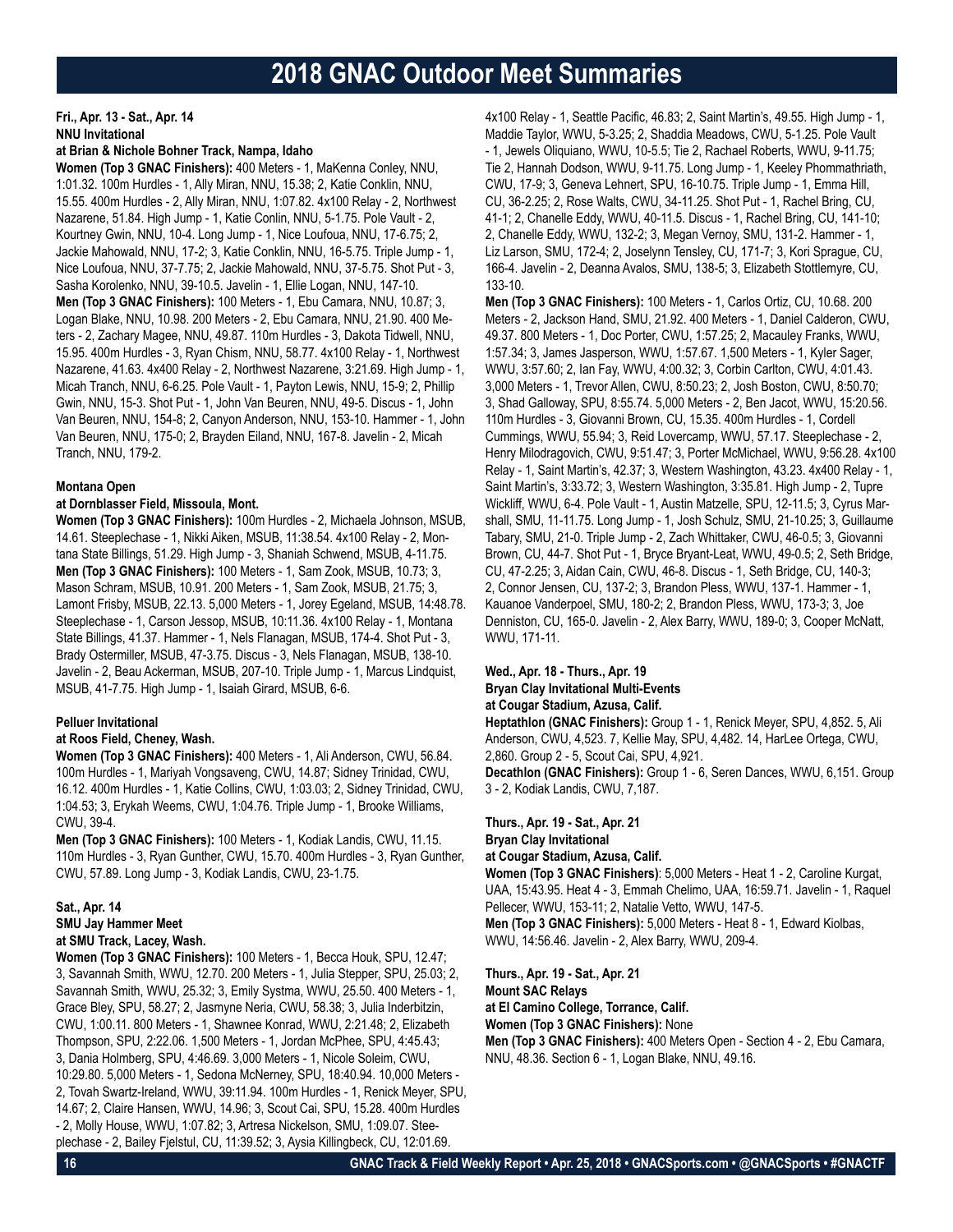# 2018 GNAC Outdoor Meet Summaries

**Fri., Apr. 13 - Sat., Apr. 14**
**NNU Invitational**
**at Brian & Nichole Bohner Track, Nampa, Idaho**

**Women (Top 3 GNAC Finishers):** 400 Meters - 1, MaKenna Conley, NNU, 1:01.32. 100m Hurdles - 1, Ally Miran, NNU, 15.38; 2, Katie Conklin, NNU, 15.55. 400m Hurdles - 2, Ally Miran, NNU, 1:07.82. 4x100 Relay - 2, Northwest Nazarene, 51.84. High Jump - 1, Katie Conlin, NNU, 5-1.75. Pole Vault - 2, Kourtney Gwin, NNU, 10-4. Long Jump - 1, Nice Loufoua, NNU, 17-6.75; 2, Jackie Mahowald, NNU, 17-2; 3, Katie Conklin, NNU, 16-5.75. Triple Jump - 1, Nice Loufoua, NNU, 37-7.75; 2, Jackie Mahowald, NNU, 37-5.75. Shot Put - 3, Sasha Korolenko, NNU, 39-10.5. Javelin - 1, Ellie Logan, NNU, 147-10.

**Men (Top 3 GNAC Finishers):** 100 Meters - 1, Ebu Camara, NNU, 10.87; 3, Logan Blake, NNU, 10.98. 200 Meters - 2, Ebu Camara, NNU, 21.90. 400 Meters - 2, Zachary Magee, NNU, 49.87. 110m Hurdles - 3, Dakota Tidwell, NNU, 15.95. 400m Hurdles - 3, Ryan Chism, NNU, 58.77. 4x100 Relay - 1, Northwest Nazarene, 41.63. 4x400 Relay - 2, Northwest Nazarene, 3:21.69. High Jump - 1, Micah Tranch, NNU, 6-6.25. Pole Vault - 1, Payton Lewis, NNU, 15-9; 2, Phillip Gwin, NNU, 15-3. Shot Put - 1, John Van Beuren, NNU, 49-5. Discus - 1, John Van Beuren, NNU, 154-8; 2, Canyon Anderson, NNU, 153-10. Hammer - 1, John Van Beuren, NNU, 175-0; 2, Brayden Eiland, NNU, 167-8. Javelin - 2, Micah Tranch, NNU, 179-2.

**Montana Open**
**at Dornblasser Field, Missoula, Mont.**

**Women (Top 3 GNAC Finishers):** 100m Hurdles - 2, Michaela Johnson, MSUB, 14.61. Steeplechase - 1, Nikki Aiken, MSUB, 11:38.54. 4x100 Relay - 2, Montana State Billings, 51.29. High Jump - 3, Shaniah Schwend, MSUB, 4-11.75.

**Men (Top 3 GNAC Finishers):** 100 Meters - 1, Sam Zook, MSUB, 10.73; 3, Mason Schram, MSUB, 10.91. 200 Meters - 1, Sam Zook, MSUB, 21.75; 3, Lamont Frisby, MSUB, 22.13. 5,000 Meters - 1, Jorey Egeland, MSUB, 14:48.78. Steeplechase - 1, Carson Jessop, MSUB, 10:11.36. 4x100 Relay - 1, Montana State Billings, 41.37. Hammer - 1, Nels Flanagan, MSUB, 174-4. Shot Put - 3, Brady Ostermiller, MSUB, 47-3.75. Discus - 3, Nels Flanagan, MSUB, 138-10. Javelin - 2, Beau Ackerman, MSUB, 207-10. Triple Jump - 1, Marcus Lindquist, MSUB, 41-7.75. High Jump - 1, Isaiah Girard, MSUB, 6-6.

**Pelluer Invitational**
**at Roos Field, Cheney, Wash.**

**Women (Top 3 GNAC Finishers):** 400 Meters - 1, Ali Anderson, CWU, 56.84. 100m Hurdles - 1, Mariyah Vongsaveng, CWU, 14.87; Sidney Trinidad, CWU, 16.12. 400m Hurdles - 1, Katie Collins, CWU, 1:03.03; 2, Sidney Trinidad, CWU, 1:04.53; 3, Erykah Weems, CWU, 1:04.76. Triple Jump - 1, Brooke Williams, CWU, 39-4.

**Men (Top 3 GNAC Finishers):** 100 Meters - 1, Kodiak Landis, CWU, 11.15. 110m Hurdles - 3, Ryan Gunther, CWU, 15.70. 400m Hurdles - 3, Ryan Gunther, CWU, 57.89. Long Jump - 3, Kodiak Landis, CWU, 23-1.75.

**Sat., Apr. 14**
**SMU Jay Hammer Meet**
**at SMU Track, Lacey, Wash.**

**Women (Top 3 GNAC Finishers):** 100 Meters - 1, Becca Houk, SPU, 12.47; 3, Savannah Smith, WWU, 12.70. 200 Meters - 1, Julia Stepper, SPU, 25.03; 2, Savannah Smith, WWU, 25.32; 3, Emily Systma, WWU, 25.50. 400 Meters - 1, Grace Bley, SPU, 58.27; 2, Jasmyne Neria, CWU, 58.38; 3, Julia Inderbitzin, CWU, 1:00.11. 800 Meters - 1, Shawnee Konrad, WWU, 2:21.48; 2, Elizabeth Thompson, SPU, 2:22.06. 1,500 Meters - 1, Jordan McPhee, SPU, 4:45.43; 3, Dania Holmberg, SPU, 4:46.69. 3,000 Meters - 1, Nicole Soleim, CWU, 10:29.80. 5,000 Meters - 1, Sedona McNerney, SPU, 18:40.94. 10,000 Meters - 2, Tovah Swartz-Ireland, WWU, 39:11.94. 100m Hurdles - 1, Renick Meyer, SPU, 14.67; 2, Claire Hansen, WWU, 14.96; 3, Scout Cai, SPU, 15.28. 400m Hurdles - 2, Molly House, WWU, 1:07.82; 3, Artresa Nickelson, SMU, 1:09.07. Steeplechase - 2, Bailey Fjelstul, CU, 11:39.52; 3, Aysia Killingbeck, CU, 12:01.69. 4x100 Relay - 1, Seattle Pacific, 46.83; 2, Saint Martin's, 49.55. High Jump - 1, Maddie Taylor, WWU, 5-3.25; 2, Shaddia Meadows, CWU, 5-1.25. Pole Vault - 1, Jewels Oliquiano, WWU, 10-5.5; Tie 2, Rachael Roberts, WWU, 9-11.75; Tie 2, Hannah Dodson, WWU, 9-11.75. Long Jump - 1, Keeley Phommathriath, CWU, 17-9; 3, Geneva Lehnert, SPU, 16-10.75. Triple Jump - 1, Emma Hill, CU, 36-2.25; 2, Rose Walts, CWU, 34-11.25. Shot Put - 1, Rachel Bring, CU, 41-1; 2, Chanelle Eddy, WWU, 40-11.5. Discus - 1, Rachel Bring, CU, 141-10; 2, Chanelle Eddy, WWU, 132-2; 3, Megan Vernoy, SMU, 131-2. Hammer - 1, Liz Larson, SMU, 172-4; 2, Joselynn Tensley, CU, 171-7; 3, Kori Sprague, CU, 166-4. Javelin - 2, Deanna Avalos, SMU, 138-5; 3, Elizabeth Stottlemyre, CU, 133-10.

**Men (Top 3 GNAC Finishers):** 100 Meters - 1, Carlos Ortiz, CU, 10.68. 200 Meters - 2, Jackson Hand, SMU, 21.92. 400 Meters - 1, Daniel Calderon, CWU, 49.37. 800 Meters - 1, Doc Porter, CWU, 1:57.25; 2, Macauley Franks, WWU, 1:57.34; 3, James Jasperson, WWU, 1:57.67. 1,500 Meters - 1, Kyler Sager, WWU, 3:57.60; 2, Ian Fay, WWU, 4:00.32; 3, Corbin Carlton, CWU, 4:01.43. 3,000 Meters - 1, Trevor Allen, CWU, 8:50.23; 2, Josh Boston, CWU, 8:50.70; 3, Shad Galloway, SPU, 8:55.74. 5,000 Meters - 2, Ben Jacot, WWU, 15:20.56. 110m Hurdles - 3, Giovanni Brown, CU, 15.35. 400m Hurdles - 1, Cordell Cummings, WWU, 55.94; 3, Reid Lovercamp, WWU, 57.17. Steeplechase - 2, Henry Milodragovich, CWU, 9:51.47; 3, Porter McMichael, WWU, 9:56.28. 4x100 Relay - 1, Saint Martin's, 42.37; 3, Western Washington, 43.23. 4x400 Relay - 1, Saint Martin's, 3:33.72; 3, Western Washington, 3:35.81. High Jump - 2, Tupre Wickliff, WWU, 6-4. Pole Vault - 1, Austin Matzelle, SPU, 12-11.5; 3, Cyrus Marshall, SMU, 11-11.75. Long Jump - 1, Josh Schulz, SMU, 21-10.25; 3, Guillaume Tabary, SMU, 21-0. Triple Jump - 2, Zach Whittaker, CWU, 46-0.5; 3, Giovanni Brown, CU, 44-7. Shot Put - 1, Bryce Bryant-Leat, WWU, 49-0.5; 2, Seth Bridge, CU, 47-2.25; 3, Aidan Cain, CWU, 46-8. Discus - 1, Seth Bridge, CU, 140-3; 2, Connor Jensen, CU, 137-2; 3, Brandon Pless, WWU, 137-1. Hammer - 1, Kauanoe Vanderpoel, SMU, 180-2; 2, Brandon Pless, WWU, 173-3; 3, Joe Denniston, CU, 165-0. Javelin - 2, Alex Barry, WWU, 189-0; 3, Cooper McNatt, WWU, 171-11.

**Wed., Apr. 18 - Thurs., Apr. 19**
**Bryan Clay Invitational Multi-Events**
**at Cougar Stadium, Azusa, Calif.**

**Heptathlon (GNAC Finishers):** Group 1 - 1, Renick Meyer, SPU, 4,852. 5, Ali Anderson, CWU, 4,523. 7, Kellie May, SPU, 4,482. 14, HarLee Ortega, CWU, 2,860. Group 2 - 5, Scout Cai, SPU, 4,921.

**Decathlon (GNAC Finishers):** Group 1 - 6, Seren Dances, WWU, 6,151. Group 3 - 2, Kodiak Landis, CWU, 7,187.

**Thurs., Apr. 19 - Sat., Apr. 21**
**Bryan Clay Invitational**
**at Cougar Stadium, Azusa, Calif.**

**Women (Top 3 GNAC Finishers)**: 5,000 Meters - Heat 1 - 2, Caroline Kurgat, UAA, 15:43.95. Heat 4 - 3, Emmah Chelimo, UAA, 16:59.71. Javelin - 1, Raquel Pellecer, WWU, 153-11; 2, Natalie Vetto, WWU, 147-5.

**Men (Top 3 GNAC Finishers):** 5,000 Meters - Heat 8 - 1, Edward Kiolbas, WWU, 14:56.46. Javelin - 2, Alex Barry, WWU, 209-4.

**Thurs., Apr. 19 - Sat., Apr. 21**
**Mount SAC Relays**
**at El Camino College, Torrance, Calif.**

**Women (Top 3 GNAC Finishers):** None

**Men (Top 3 GNAC Finishers):** 400 Meters Open - Section 4 - 2, Ebu Camara, NNU, 48.36. Section 6 - 1, Logan Blake, NNU, 49.16.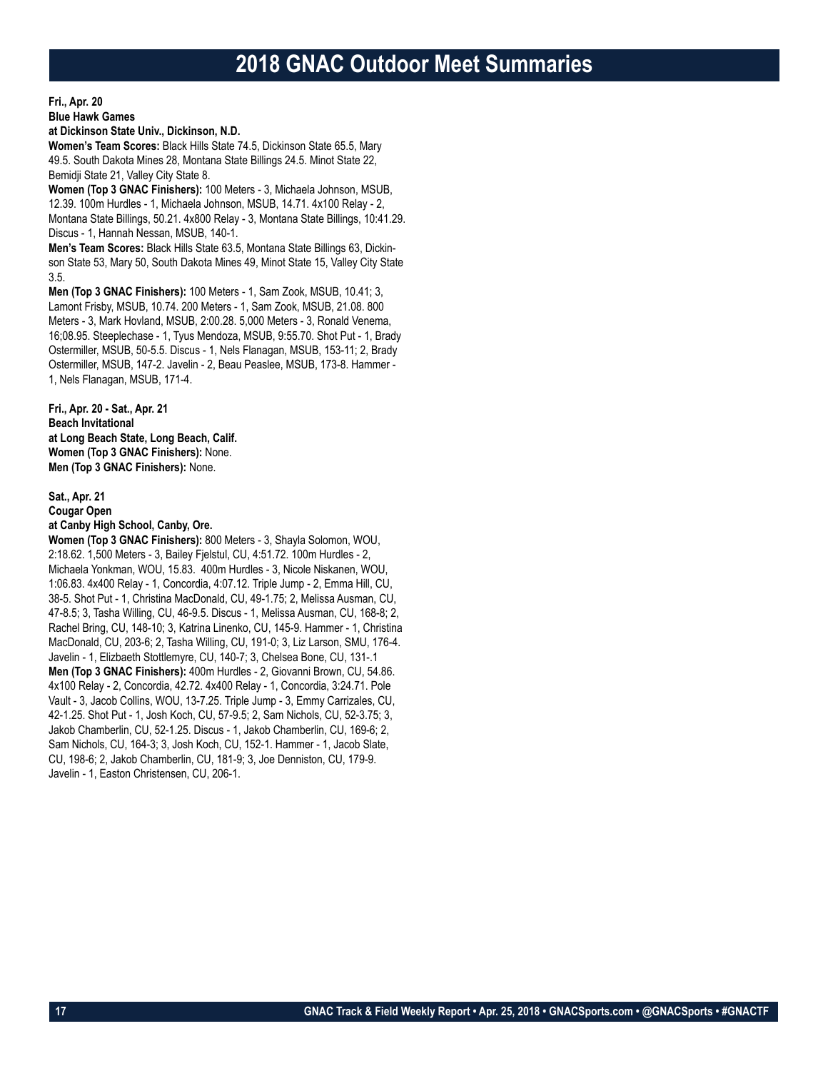# 2018 GNAC Outdoor Meet Summaries

**Fri., Apr. 20**
**Blue Hawk Games**
**at Dickinson State Univ., Dickinson, N.D.**

**Women's Team Scores:** Black Hills State 74.5, Dickinson State 65.5, Mary 49.5. South Dakota Mines 28, Montana State Billings 24.5. Minot State 22, Bemidji State 21, Valley City State 8.

**Women (Top 3 GNAC Finishers):** 100 Meters - 3, Michaela Johnson, MSUB, 12.39. 100m Hurdles - 1, Michaela Johnson, MSUB, 14.71. 4x100 Relay - 2, Montana State Billings, 50.21. 4x800 Relay - 3, Montana State Billings, 10:41.29. Discus - 1, Hannah Nessan, MSUB, 140-1.

**Men's Team Scores:** Black Hills State 63.5, Montana State Billings 63, Dickinson State 53, Mary 50, South Dakota Mines 49, Minot State 15, Valley City State 3.5.

**Men (Top 3 GNAC Finishers):** 100 Meters - 1, Sam Zook, MSUB, 10.41; 3, Lamont Frisby, MSUB, 10.74. 200 Meters - 1, Sam Zook, MSUB, 21.08. 800 Meters - 3, Mark Hovland, MSUB, 2:00.28. 5,000 Meters - 3, Ronald Venema, 16;08.95. Steeplechase - 1, Tyus Mendoza, MSUB, 9:55.70. Shot Put - 1, Brady Ostermiller, MSUB, 50-5.5. Discus - 1, Nels Flanagan, MSUB, 153-11; 2, Brady Ostermiller, MSUB, 147-2. Javelin - 2, Beau Peaslee, MSUB, 173-8. Hammer - 1, Nels Flanagan, MSUB, 171-4.

**Fri., Apr. 20 - Sat., Apr. 21**
**Beach Invitational**
**at Long Beach State, Long Beach, Calif.**

**Women (Top 3 GNAC Finishers):** None.

**Men (Top 3 GNAC Finishers):** None.

**Sat., Apr. 21**
**Cougar Open**
**at Canby High School, Canby, Ore.**

**Women (Top 3 GNAC Finishers):** 800 Meters - 3, Shayla Solomon, WOU, 2:18.62. 1,500 Meters - 3, Bailey Fjelstul, CU, 4:51.72. 100m Hurdles - 2, Michaela Yonkman, WOU, 15.83. 400m Hurdles - 3, Nicole Niskanen, WOU, 1:06.83. 4x400 Relay - 1, Concordia, 4:07.12. Triple Jump - 2, Emma Hill, CU, 38-5. Shot Put - 1, Christina MacDonald, CU, 49-1.75; 2, Melissa Ausman, CU, 47-8.5; 3, Tasha Willing, CU, 46-9.5. Discus - 1, Melissa Ausman, CU, 168-8; 2, Rachel Bring, CU, 148-10; 3, Katrina Linenko, CU, 145-9. Hammer - 1, Christina MacDonald, CU, 203-6; 2, Tasha Willing, CU, 191-0; 3, Liz Larson, SMU, 176-4. Javelin - 1, Elizbaeth Stottlemyre, CU, 140-7; 3, Chelsea Bone, CU, 131-.1

**Men (Top 3 GNAC Finishers):** 400m Hurdles - 2, Giovanni Brown, CU, 54.86. 4x100 Relay - 2, Concordia, 42.72. 4x400 Relay - 1, Concordia, 3:24.71. Pole Vault - 3, Jacob Collins, WOU, 13-7.25. Triple Jump - 3, Emmy Carrizales, CU, 42-1.25. Shot Put - 1, Josh Koch, CU, 57-9.5; 2, Sam Nichols, CU, 52-3.75; 3, Jakob Chamberlin, CU, 52-1.25. Discus - 1, Jakob Chamberlin, CU, 169-6; 2, Sam Nichols, CU, 164-3; 3, Josh Koch, CU, 152-1. Hammer - 1, Jacob Slate, CU, 198-6; 2, Jakob Chamberlin, CU, 181-9; 3, Joe Denniston, CU, 179-9. Javelin - 1, Easton Christensen, CU, 206-1.